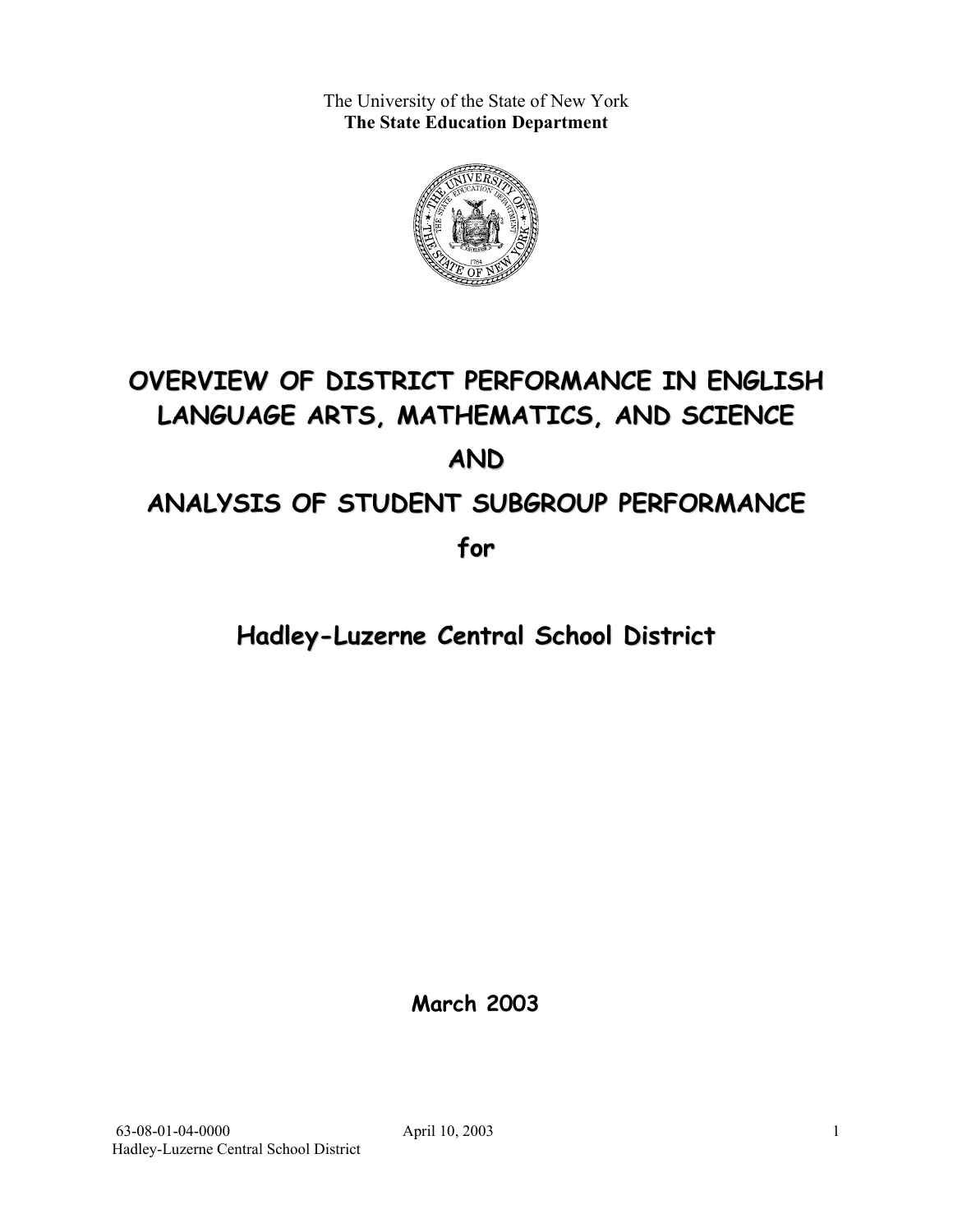The University of the State of New York
**The State Education Department**

# OVERVIEW OF DISTRICT PERFORMANCE IN ENGLISH LANGUAGE ARTS, MATHEMATICS, AND SCIENCE

# AND

# ANALYSIS OF STUDENT SUBGROUP PERFORMANCE

# for

## Hadley-Luzerne Central School District

**March 2003**

63-08-01-04-0000 April 10, 2003
Hadley-Luzerne Central School District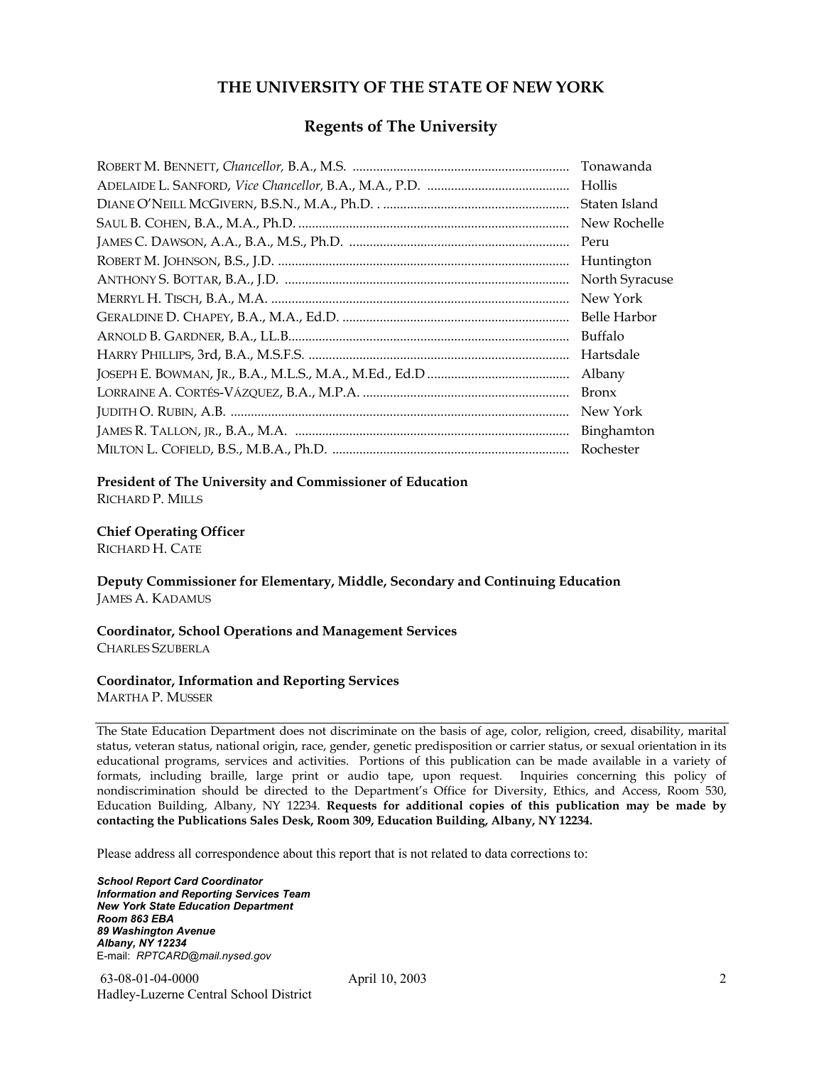## THE UNIVERSITY OF THE STATE OF NEW YORK

### Regents of The University

| | |
|---|---|
| ROBERT M. BENNETT, *Chancellor,* B.A., M.S. | Tonawanda |
| ADELAIDE L. SANFORD, *Vice Chancellor,* B.A., M.A., P.D. | Hollis |
| DIANE O'NEILL MCGIVERN, B.S.N., M.A., Ph.D. | Staten Island |
| SAUL B. COHEN, B.A., M.A., Ph.D. | New Rochelle |
| JAMES C. DAWSON, A.A., B.A., M.S., Ph.D. | Peru |
| ROBERT M. JOHNSON, B.S., J.D. | Huntington |
| ANTHONY S. BOTTAR, B.A., J.D. | North Syracuse |
| MERRYL H. TISCH, B.A., M.A. | New York |
| GERALDINE D. CHAPEY, B.A., M.A., Ed.D. | Belle Harbor |
| ARNOLD B. GARDNER, B.A., LL.B. | Buffalo |
| HARRY PHILLIPS, 3rd, B.A., M.S.F.S. | Hartsdale |
| JOSEPH E. BOWMAN, JR., B.A., M.L.S., M.A., M.Ed., Ed.D | Albany |
| LORRAINE A. CORTÉS-VÁZQUEZ, B.A., M.P.A. | Bronx |
| JUDITH O. RUBIN, A.B. | New York |
| JAMES R. TALLON, JR., B.A., M.A. | Binghamton |
| MILTON L. COFIELD, B.S., M.B.A., Ph.D. | Rochester |

**President of The University and Commissioner of Education**
RICHARD P. MILLS

**Chief Operating Officer**
RICHARD H. CATE

**Deputy Commissioner for Elementary, Middle, Secondary and Continuing Education**
JAMES A. KADAMUS

**Coordinator, School Operations and Management Services**
CHARLES SZUBERLA

**Coordinator, Information and Reporting Services**
MARTHA P. MUSSER

---

The State Education Department does not discriminate on the basis of age, color, religion, creed, disability, marital status, veteran status, national origin, race, gender, genetic predisposition or carrier status, or sexual orientation in its educational programs, services and activities. Portions of this publication can be made available in a variety of formats, including braille, large print or audio tape, upon request. Inquiries concerning this policy of nondiscrimination should be directed to the Department's Office for Diversity, Ethics, and Access, Room 530, Education Building, Albany, NY 12234. **Requests for additional copies of this publication may be made by contacting the Publications Sales Desk, Room 309, Education Building, Albany, NY 12234.**

Please address all correspondence about this report that is not related to data corrections to:

***School Report Card Coordinator***
***Information and Reporting Services Team***
***New York State Education Department***
***Room 863 EBA***
***89 Washington Avenue***
***Albany, NY 12234***
E-mail: *RPTCARD@mail.nysed.gov*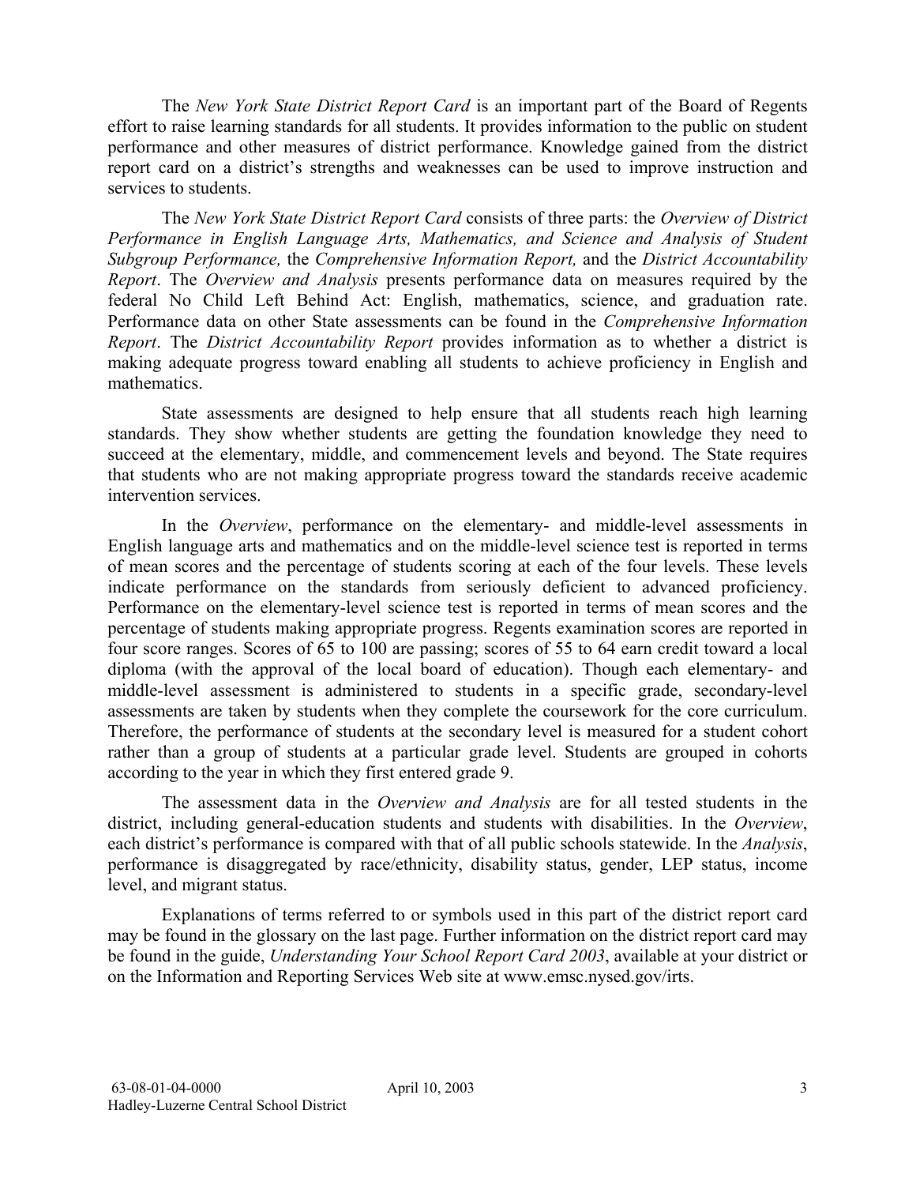The *New York State District Report Card* is an important part of the Board of Regents effort to raise learning standards for all students. It provides information to the public on student performance and other measures of district performance. Knowledge gained from the district report card on a district's strengths and weaknesses can be used to improve instruction and services to students.

The *New York State District Report Card* consists of three parts: the *Overview of District Performance in English Language Arts, Mathematics, and Science and Analysis of Student Subgroup Performance,* the *Comprehensive Information Report,* and the *District Accountability Report*. The *Overview and Analysis* presents performance data on measures required by the federal No Child Left Behind Act: English, mathematics, science, and graduation rate. Performance data on other State assessments can be found in the *Comprehensive Information Report*. The *District Accountability Report* provides information as to whether a district is making adequate progress toward enabling all students to achieve proficiency in English and mathematics.

State assessments are designed to help ensure that all students reach high learning standards. They show whether students are getting the foundation knowledge they need to succeed at the elementary, middle, and commencement levels and beyond. The State requires that students who are not making appropriate progress toward the standards receive academic intervention services.

In the *Overview*, performance on the elementary- and middle-level assessments in English language arts and mathematics and on the middle-level science test is reported in terms of mean scores and the percentage of students scoring at each of the four levels. These levels indicate performance on the standards from seriously deficient to advanced proficiency. Performance on the elementary-level science test is reported in terms of mean scores and the percentage of students making appropriate progress. Regents examination scores are reported in four score ranges. Scores of 65 to 100 are passing; scores of 55 to 64 earn credit toward a local diploma (with the approval of the local board of education). Though each elementary- and middle-level assessment is administered to students in a specific grade, secondary-level assessments are taken by students when they complete the coursework for the core curriculum. Therefore, the performance of students at the secondary level is measured for a student cohort rather than a group of students at a particular grade level. Students are grouped in cohorts according to the year in which they first entered grade 9.

The assessment data in the *Overview and Analysis* are for all tested students in the district, including general-education students and students with disabilities. In the *Overview*, each district's performance is compared with that of all public schools statewide. In the *Analysis*, performance is disaggregated by race/ethnicity, disability status, gender, LEP status, income level, and migrant status.

Explanations of terms referred to or symbols used in this part of the district report card may be found in the glossary on the last page. Further information on the district report card may be found in the guide, *Understanding Your School Report Card 2003*, available at your district or on the Information and Reporting Services Web site at www.emsc.nysed.gov/irts.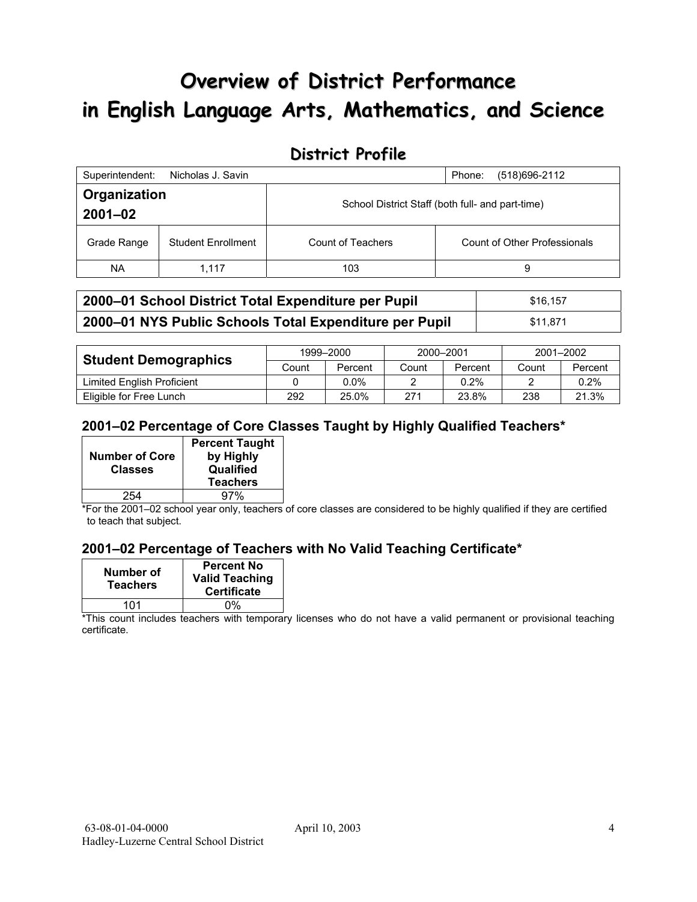# Overview of District Performance in English Language Arts, Mathematics, and Science

## District Profile

| Superintendent: Nicholas J. Savin | | Phone: (518)696-2112 | |
|---|---|---|---|
| **Organization 2001–02** | | School District Staff (both full- and part-time) | |
| Grade Range | Student Enrollment | Count of Teachers | Count of Other Professionals |
| NA | 1,117 | 103 | 9 |

| | |
|---|---|
| **2000–01 School District Total Expenditure per Pupil** | $16,157 |
| **2000–01 NYS Public Schools Total Expenditure per Pupil** | $11,871 |

| **Student Demographics** | 1999–2000 | | 2000–2001 | | 2001–2002 | |
|---|---|---|---|---|---|---|
| | Count | Percent | Count | Percent | Count | Percent |
| Limited English Proficient | 0 | 0.0% | 2 | 0.2% | 2 | 0.2% |
| Eligible for Free Lunch | 292 | 25.0% | 271 | 23.8% | 238 | 21.3% |

### 2001–02 Percentage of Core Classes Taught by Highly Qualified Teachers*

| Number of Core Classes | Percent Taught by Highly Qualified Teachers |
|---|---|
| 254 | 97% |

*For the 2001–02 school year only, teachers of core classes are considered to be highly qualified if they are certified to teach that subject.

### 2001–02 Percentage of Teachers with No Valid Teaching Certificate*

| Number of Teachers | Percent No Valid Teaching Certificate |
|---|---|
| 101 | 0% |

*This count includes teachers with temporary licenses who do not have a valid permanent or provisional teaching certificate.

63-08-01-04-0000 April 10, 2003
Hadley-Luzerne Central School District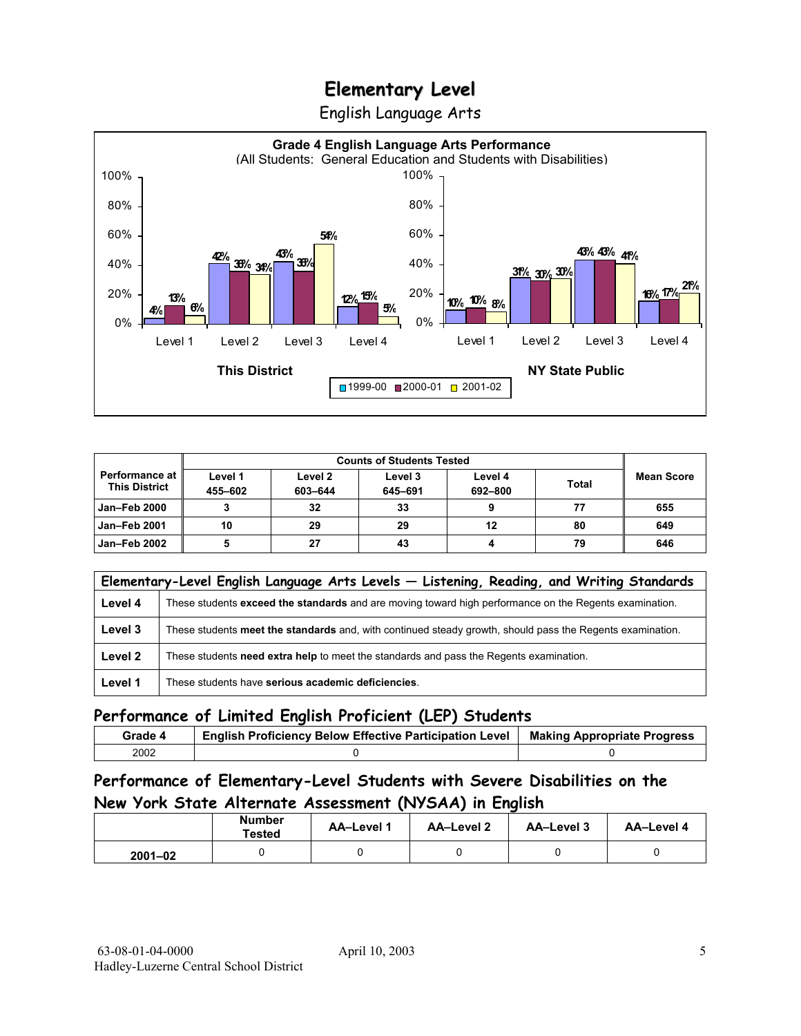# Elementary Level

English Language Arts

**Grade 4 English Language Arts Performance**
(All Students: General Education and Students with Disabilities)

| | This District 1999-00 | This District 2000-01 | This District 2001-02 | NY State Public 1999-00 | NY State Public 2000-01 | NY State Public 2001-02 |
|---|---|---|---|---|---|---|
| Level 1 | 4% | 13% | 6% | 10% | 10% | 8% |
| Level 2 | 42% | 36% | 34% | 31% | 30% | 30% |
| Level 3 | 43% | 36% | 54% | 43% | 43% | 41% |
| Level 4 | 12% | 15% | 5% | 16% | 17% | 21% |

| Performance at This District | Counts of Students Tested | | | | | Mean Score |
|---|---|---|---|---|---|---|
| | Level 1 455–602 | Level 2 603–644 | Level 3 645–691 | Level 4 692–800 | Total | |
| Jan–Feb 2000 | 3 | 32 | 33 | 9 | 77 | 655 |
| Jan–Feb 2001 | 10 | 29 | 29 | 12 | 80 | 649 |
| Jan–Feb 2002 | 5 | 27 | 43 | 4 | 79 | 646 |

| Elementary-Level English Language Arts Levels — Listening, Reading, and Writing Standards | |
|---|---|
| **Level 4** | These students **exceed the standards** and are moving toward high performance on the Regents examination. |
| **Level 3** | These students **meet the standards** and, with continued steady growth, should pass the Regents examination. |
| **Level 2** | These students **need extra help** to meet the standards and pass the Regents examination. |
| **Level 1** | These students have **serious academic deficiencies**. |

## Performance of Limited English Proficient (LEP) Students

| Grade 4 | English Proficiency Below Effective Participation Level | Making Appropriate Progress |
|---|---|---|
| 2002 | 0 | 0 |

## Performance of Elementary-Level Students with Severe Disabilities on the New York State Alternate Assessment (NYSAA) in English

| | Number Tested | AA–Level 1 | AA–Level 2 | AA–Level 3 | AA–Level 4 |
|---|---|---|---|---|---|
| 2001–02 | 0 | 0 | 0 | 0 | 0 |

63-08-01-04-0000
Hadley-Luzerne Central School District

April 10, 2003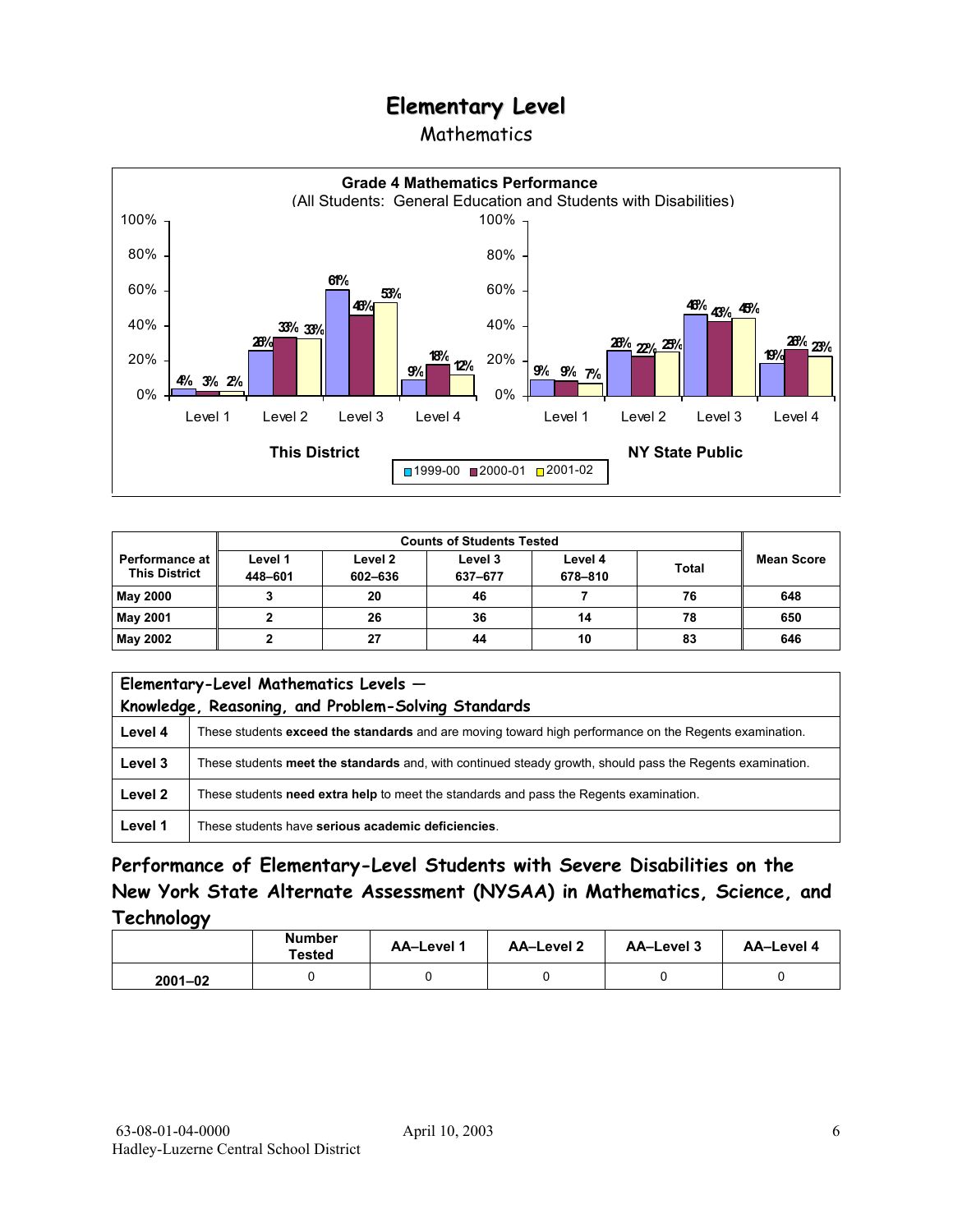# Elementary Level

## Mathematics

**Grade 4 Mathematics Performance**
(All Students: General Education and Students with Disabilities)

| This District | 1999-00 | 2000-01 | 2001-02 |
|---|---|---|---|
| Level 1 | 4% | 3% | 2% |
| Level 2 | 26% | 33% | 33% |
| Level 3 | 61% | 46% | 53% |
| Level 4 | 9% | 18% | 12% |

| NY State Public | 1999-00 | 2000-01 | 2001-02 |
|---|---|---|---|
| Level 1 | 9% | 9% | 7% |
| Level 2 | 26% | 22% | 25% |
| Level 3 | 46% | 43% | 45% |
| Level 4 | 19% | 26% | 23% |

| Performance at This District | Counts of Students Tested | | | | | Mean Score |
|---|---|---|---|---|---|---|
| | Level 1 448–601 | Level 2 602–636 | Level 3 637–677 | Level 4 678–810 | Total | |
| May 2000 | 3 | 20 | 46 | 7 | 76 | 648 |
| May 2001 | 2 | 26 | 36 | 14 | 78 | 650 |
| May 2002 | 2 | 27 | 44 | 10 | 83 | 646 |

| Elementary-Level Mathematics Levels — Knowledge, Reasoning, and Problem-Solving Standards | |
|---|---|
| Level 4 | These students **exceed the standards** and are moving toward high performance on the Regents examination. |
| Level 3 | These students **meet the standards** and, with continued steady growth, should pass the Regents examination. |
| Level 2 | These students **need extra help** to meet the standards and pass the Regents examination. |
| Level 1 | These students have **serious academic deficiencies**. |

## Performance of Elementary-Level Students with Severe Disabilities on the New York State Alternate Assessment (NYSAA) in Mathematics, Science, and Technology

| | Number Tested | AA–Level 1 | AA–Level 2 | AA–Level 3 | AA–Level 4 |
|---|---|---|---|---|---|
| 2001–02 | 0 | 0 | 0 | 0 | 0 |

63-08-01-04-0000
Hadley-Luzerne Central School District
April 10, 2003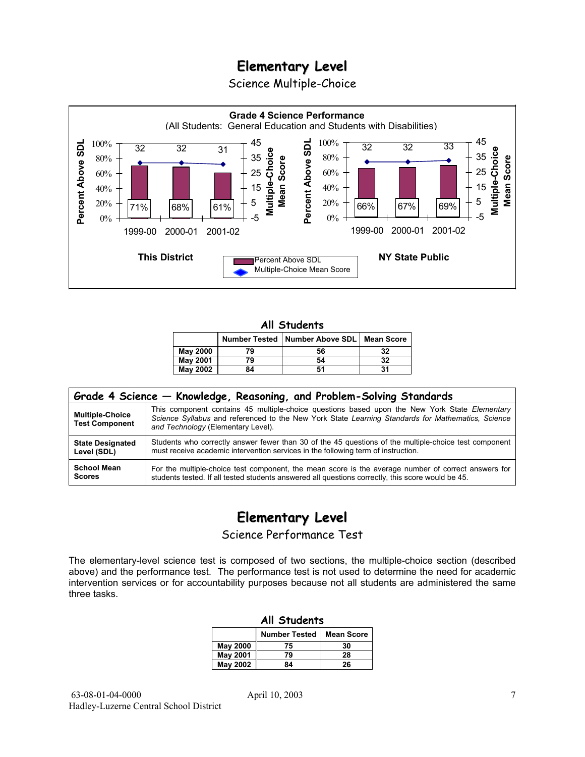# Elementary Level

## Science Multiple-Choice

**Grade 4 Science Performance**
(All Students: General Education and Students with Disabilities)

**This District**

| | 1999-00 | 2000-01 | 2001-02 |
|---|---|---|---|
| Percent Above SDL | 71% | 68% | 61% |
| Multiple-Choice Mean Score | 32 | 32 | 31 |

**NY State Public**

| | 1999-00 | 2000-01 | 2001-02 |
|---|---|---|---|
| Percent Above SDL | 66% | 67% | 69% |
| Multiple-Choice Mean Score | 32 | 32 | 33 |

**All Students**

| | Number Tested | Number Above SDL | Mean Score |
|---|---|---|---|
| **May 2000** | 79 | 56 | 32 |
| **May 2001** | 79 | 54 | 32 |
| **May 2002** | 84 | 51 | 31 |

| Grade 4 Science — Knowledge, Reasoning, and Problem-Solving Standards | |
|---|---|
| **Multiple-Choice Test Component** | This component contains 45 multiple-choice questions based upon the New York State *Elementary Science Syllabus* and referenced to the New York State *Learning Standards for Mathematics, Science and Technology* (Elementary Level). |
| **State Designated Level (SDL)** | Students who correctly answer fewer than 30 of the 45 questions of the multiple-choice test component must receive academic intervention services in the following term of instruction. |
| **School Mean Scores** | For the multiple-choice test component, the mean score is the average number of correct answers for students tested. If all tested students answered all questions correctly, this score would be 45. |

# Elementary Level

## Science Performance Test

The elementary-level science test is composed of two sections, the multiple-choice section (described above) and the performance test. The performance test is not used to determine the need for academic intervention services or for accountability purposes because not all students are administered the same three tasks.

**All Students**

| | Number Tested | Mean Score |
|---|---|---|
| **May 2000** | 75 | 30 |
| **May 2001** | 79 | 28 |
| **May 2002** | 84 | 26 |

63-08-01-04-0000 April 10, 2003
Hadley-Luzerne Central School District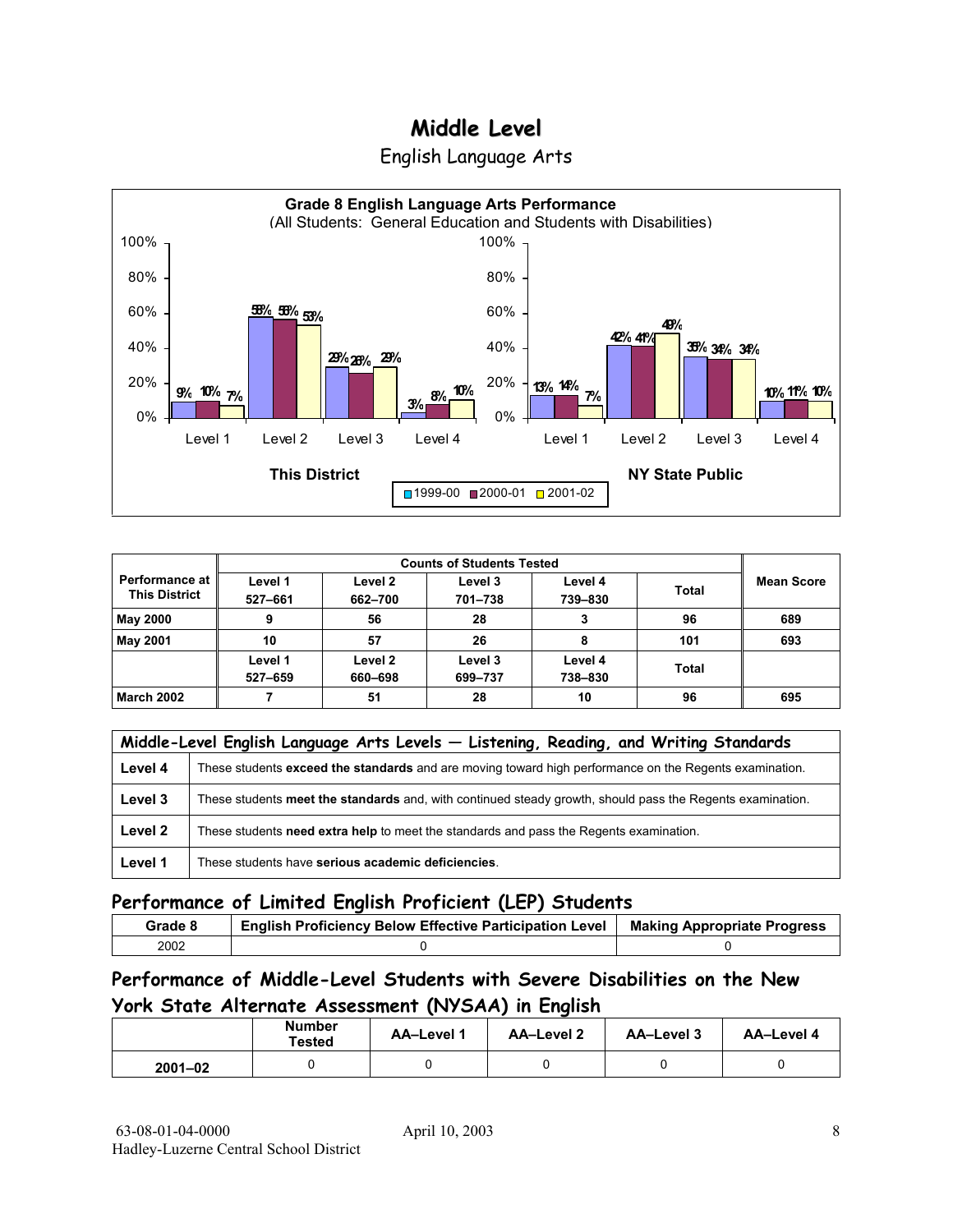# Middle Level

## English Language Arts

**Grade 8 English Language Arts Performance**
(All Students: General Education and Students with Disabilities)

| | This District 1999-00 | This District 2000-01 | This District 2001-02 | NY State Public 1999-00 | NY State Public 2000-01 | NY State Public 2001-02 |
|---|---|---|---|---|---|---|
| Level 1 | 9% | 10% | 7% | 13% | 14% | 7% |
| Level 2 | 58% | 56% | 53% | 42% | 41% | 49% |
| Level 3 | 29% | 26% | 29% | 35% | 34% | 34% |
| Level 4 | 3% | 8% | 10% | 10% | 11% | 10% |

| Performance at This District | Counts of Students Tested | | | | | Mean Score |
|---|---|---|---|---|---|---|
| | Level 1 527–661 | Level 2 662–700 | Level 3 701–738 | Level 4 739–830 | Total | |
| **May 2000** | 9 | 56 | 28 | 3 | 96 | 689 |
| **May 2001** | 10 | 57 | 26 | 8 | 101 | 693 |
| | Level 1 527–659 | Level 2 660–698 | Level 3 699–737 | Level 4 738–830 | Total | |
| **March 2002** | 7 | 51 | 28 | 10 | 96 | 695 |

| Middle-Level English Language Arts Levels — Listening, Reading, and Writing Standards | |
|---|---|
| **Level 4** | These students **exceed the standards** and are moving toward high performance on the Regents examination. |
| **Level 3** | These students **meet the standards** and, with continued steady growth, should pass the Regents examination. |
| **Level 2** | These students **need extra help** to meet the standards and pass the Regents examination. |
| **Level 1** | These students have **serious academic deficiencies**. |

## Performance of Limited English Proficient (LEP) Students

| Grade 8 | English Proficiency Below Effective Participation Level | Making Appropriate Progress |
|---|---|---|
| 2002 | 0 | 0 |

## Performance of Middle-Level Students with Severe Disabilities on the New York State Alternate Assessment (NYSAA) in English

| | Number Tested | AA–Level 1 | AA–Level 2 | AA–Level 3 | AA–Level 4 |
|---|---|---|---|---|---|
| **2001–02** | 0 | 0 | 0 | 0 | 0 |

63-08-01-04-0000 April 10, 2003
Hadley-Luzerne Central School District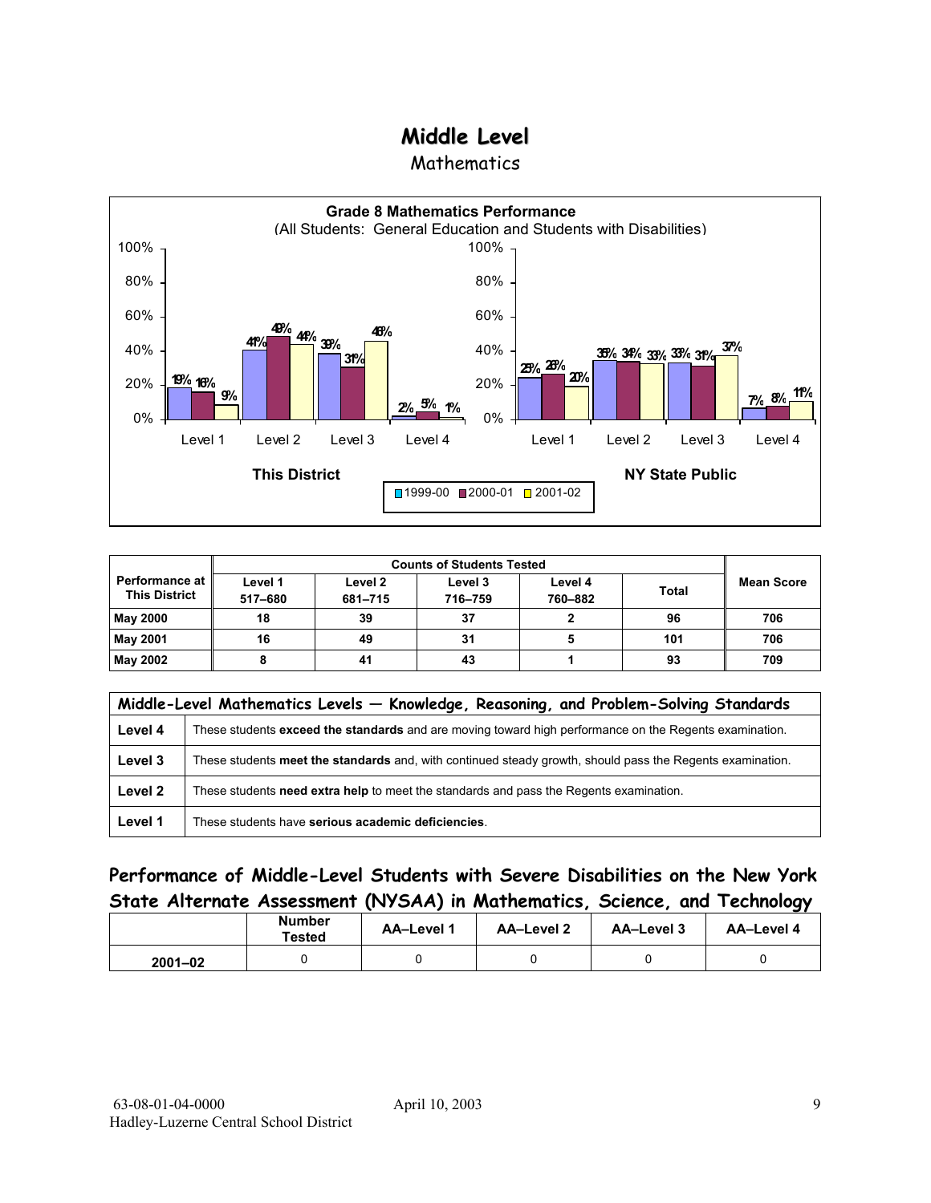# Middle Level

Mathematics

**Grade 8 Mathematics Performance**
(All Students: General Education and Students with Disabilities)

| | Level 1 | Level 2 | Level 3 | Level 4 |
|---|---|---|---|---|
| **This District** | | | | |
| 1999-00 | 19% | 41% | 39% | 2% |
| 2000-01 | 16% | 49% | 31% | 5% |
| 2001-02 | 9% | 44% | 46% | 1% |
| **NY State Public** | | | | |
| 1999-00 | 25% | 35% | 33% | 7% |
| 2000-01 | 26% | 34% | 31% | 8% |
| 2001-02 | 20% | 33% | 37% | 11% |

| Performance at This District | Counts of Students Tested | | | | | Mean Score |
|---|---|---|---|---|---|---|
| | Level 1 517–680 | Level 2 681–715 | Level 3 716–759 | Level 4 760–882 | Total | |
| **May 2000** | 18 | 39 | 37 | 2 | 96 | 706 |
| **May 2001** | 16 | 49 | 31 | 5 | 101 | 706 |
| **May 2002** | 8 | 41 | 43 | 1 | 93 | 709 |

| Middle-Level Mathematics Levels — Knowledge, Reasoning, and Problem-Solving Standards | |
|---|---|
| **Level 4** | These students **exceed the standards** and are moving toward high performance on the Regents examination. |
| **Level 3** | These students **meet the standards** and, with continued steady growth, should pass the Regents examination. |
| **Level 2** | These students **need extra help** to meet the standards and pass the Regents examination. |
| **Level 1** | These students have **serious academic deficiencies**. |

## Performance of Middle-Level Students with Severe Disabilities on the New York State Alternate Assessment (NYSAA) in Mathematics, Science, and Technology

| | Number Tested | AA–Level 1 | AA–Level 2 | AA–Level 3 | AA–Level 4 |
|---|---|---|---|---|---|
| **2001–02** | 0 | 0 | 0 | 0 | 0 |

63-08-01-04-0000 April 10, 2003
Hadley-Luzerne Central School District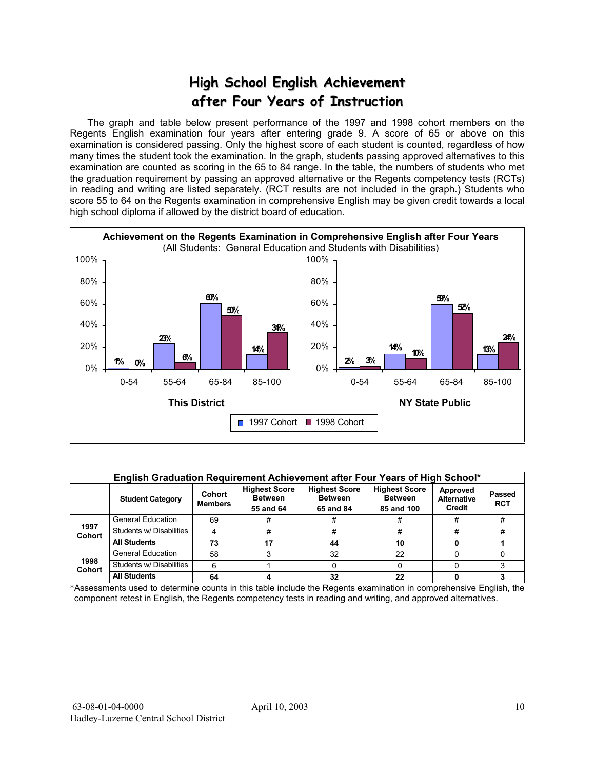# High School English Achievement after Four Years of Instruction

The graph and table below present performance of the 1997 and 1998 cohort members on the Regents English examination four years after entering grade 9. A score of 65 or above on this examination is considered passing. Only the highest score of each student is counted, regardless of how many times the student took the examination. In the graph, students passing approved alternatives to this examination are counted as scoring in the 65 to 84 range. In the table, the numbers of students who met the graduation requirement by passing an approved alternative or the Regents competency tests (RCTs) in reading and writing are listed separately. (RCT results are not included in the graph.) Students who score 55 to 64 on the Regents examination in comprehensive English may be given credit towards a local high school diploma if allowed by the district board of education.

**Achievement on the Regents Examination in Comprehensive English after Four Years**
(All Students: General Education and Students with Disabilities)

**This District**

| Score Range | 1997 Cohort | 1998 Cohort |
|---|---|---|
| 0-54 | 1% | 0% |
| 55-64 | 23% | 6% |
| 65-84 | 60% | 50% |
| 85-100 | 14% | 34% |

**NY State Public**

| Score Range | 1997 Cohort | 1998 Cohort |
|---|---|---|
| 0-54 | 2% | 3% |
| 55-64 | 14% | 10% |
| 65-84 | 59% | 52% |
| 85-100 | 13% | 24% |

**English Graduation Requirement Achievement after Four Years of High School***

| | Student Category | Cohort Members | Highest Score Between 55 and 64 | Highest Score Between 65 and 84 | Highest Score Between 85 and 100 | Approved Alternative Credit | Passed RCT |
|---|---|---|---|---|---|---|---|
| 1997 Cohort | General Education | 69 | # | # | # | # | # |
| | Students w/ Disabilities | 4 | # | # | # | # | # |
| | **All Students** | **73** | **17** | **44** | **10** | **0** | **1** |
| 1998 Cohort | General Education | 58 | 3 | 32 | 22 | 0 | 0 |
| | Students w/ Disabilities | 6 | 1 | 0 | 0 | 0 | 3 |
| | **All Students** | **64** | **4** | **32** | **22** | **0** | **3** |

*Assessments used to determine counts in this table include the Regents examination in comprehensive English, the component retest in English, the Regents competency tests in reading and writing, and approved alternatives.

63-08-01-04-0000 April 10, 2003
Hadley-Luzerne Central School District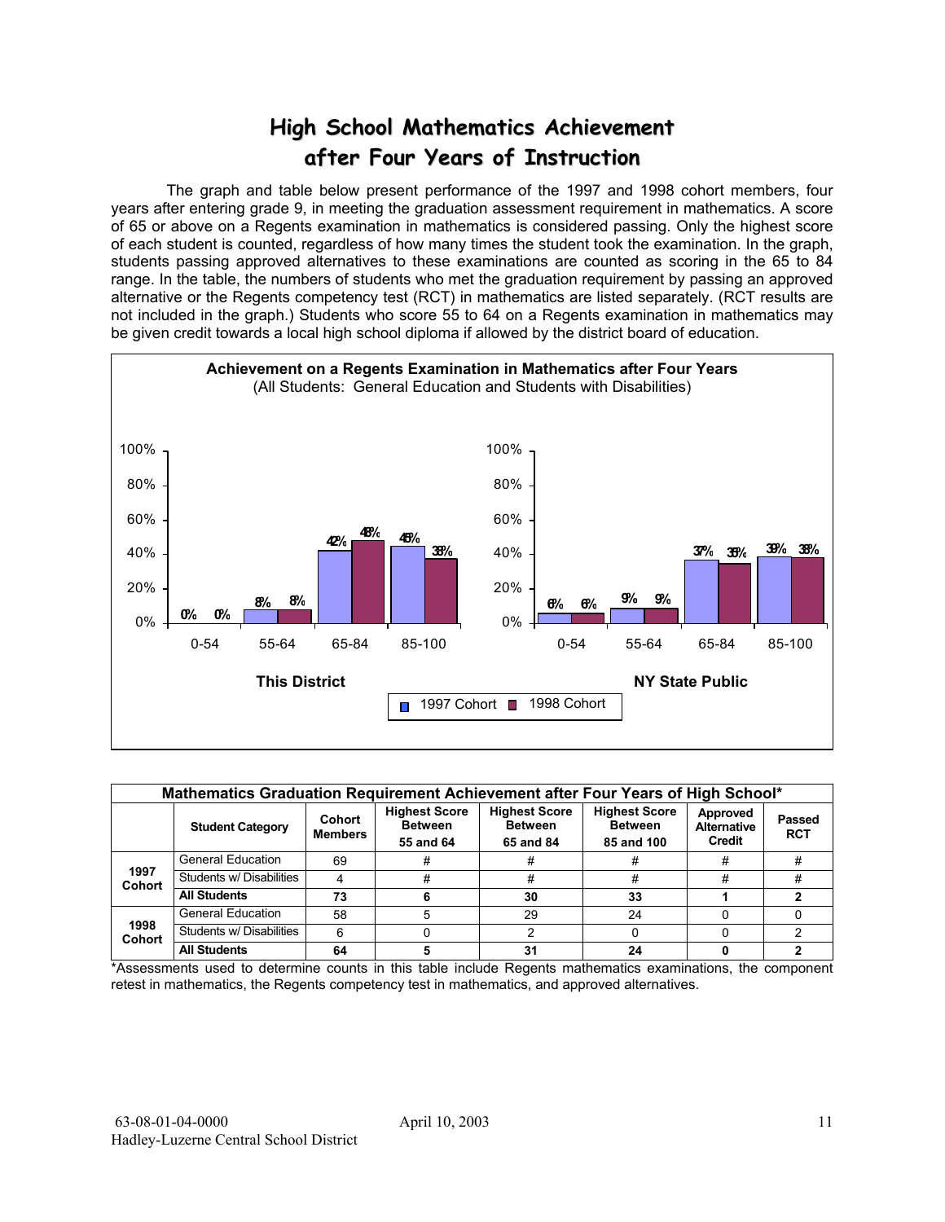# High School Mathematics Achievement after Four Years of Instruction

The graph and table below present performance of the 1997 and 1998 cohort members, four years after entering grade 9, in meeting the graduation assessment requirement in mathematics. A score of 65 or above on a Regents examination in mathematics is considered passing. Only the highest score of each student is counted, regardless of how many times the student took the examination. In the graph, students passing approved alternatives to these examinations are counted as scoring in the 65 to 84 range. In the table, the numbers of students who met the graduation requirement by passing an approved alternative or the Regents competency test (RCT) in mathematics are listed separately. (RCT results are not included in the graph.) Students who score 55 to 64 on a Regents examination in mathematics may be given credit towards a local high school diploma if allowed by the district board of education.

**Achievement on a Regents Examination in Mathematics after Four Years**
(All Students: General Education and Students with Disabilities)

| | This District 1997 Cohort | This District 1998 Cohort | NY State Public 1997 Cohort | NY State Public 1998 Cohort |
|---|---|---|---|---|
| 0-54 | 0% | 0% | 6% | 6% |
| 55-64 | 8% | 8% | 9% | 9% |
| 65-84 | 42% | 48% | 37% | 35% |
| 85-100 | 45% | 38% | 39% | 38% |

| Mathematics Graduation Requirement Achievement after Four Years of High School* | | | | | | | |
|---|---|---|---|---|---|---|---|
| | Student Category | Cohort Members | Highest Score Between 55 and 64 | Highest Score Between 65 and 84 | Highest Score Between 85 and 100 | Approved Alternative Credit | Passed RCT |
| 1997 Cohort | General Education | 69 | # | # | # | # | # |
| | Students w/ Disabilities | 4 | # | # | # | # | # |
| | **All Students** | **73** | **6** | **30** | **33** | **1** | **2** |
| 1998 Cohort | General Education | 58 | 5 | 29 | 24 | 0 | 0 |
| | Students w/ Disabilities | 6 | 0 | 2 | 0 | 0 | 2 |
| | **All Students** | **64** | **5** | **31** | **24** | **0** | **2** |

*Assessments used to determine counts in this table include Regents mathematics examinations, the component retest in mathematics, the Regents competency test in mathematics, and approved alternatives.

63-08-01-04-0000 April 10, 2003
Hadley-Luzerne Central School District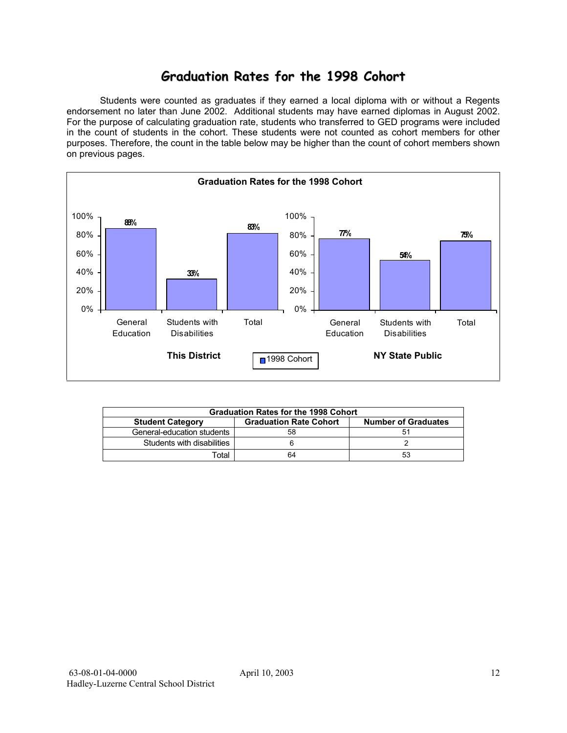# Graduation Rates for the 1998 Cohort

Students were counted as graduates if they earned a local diploma with or without a Regents endorsement no later than June 2002. Additional students may have earned diplomas in August 2002. For the purpose of calculating graduation rate, students who transferred to GED programs were included in the count of students in the cohort. These students were not counted as cohort members for other purposes. Therefore, the count in the table below may be higher than the count of cohort members shown on previous pages.

**Graduation Rates for the 1998 Cohort**

| | General Education | Students with Disabilities | Total |
|---|---|---|---|
| This District | 88% | 33% | 83% |
| NY State Public | 77% | 54% | 75% |

| Graduation Rates for the 1998 Cohort | | |
|---|---|---|
| **Student Category** | **Graduation Rate Cohort** | **Number of Graduates** |
| General-education students | 58 | 51 |
| Students with disabilities | 6 | 2 |
| Total | 64 | 53 |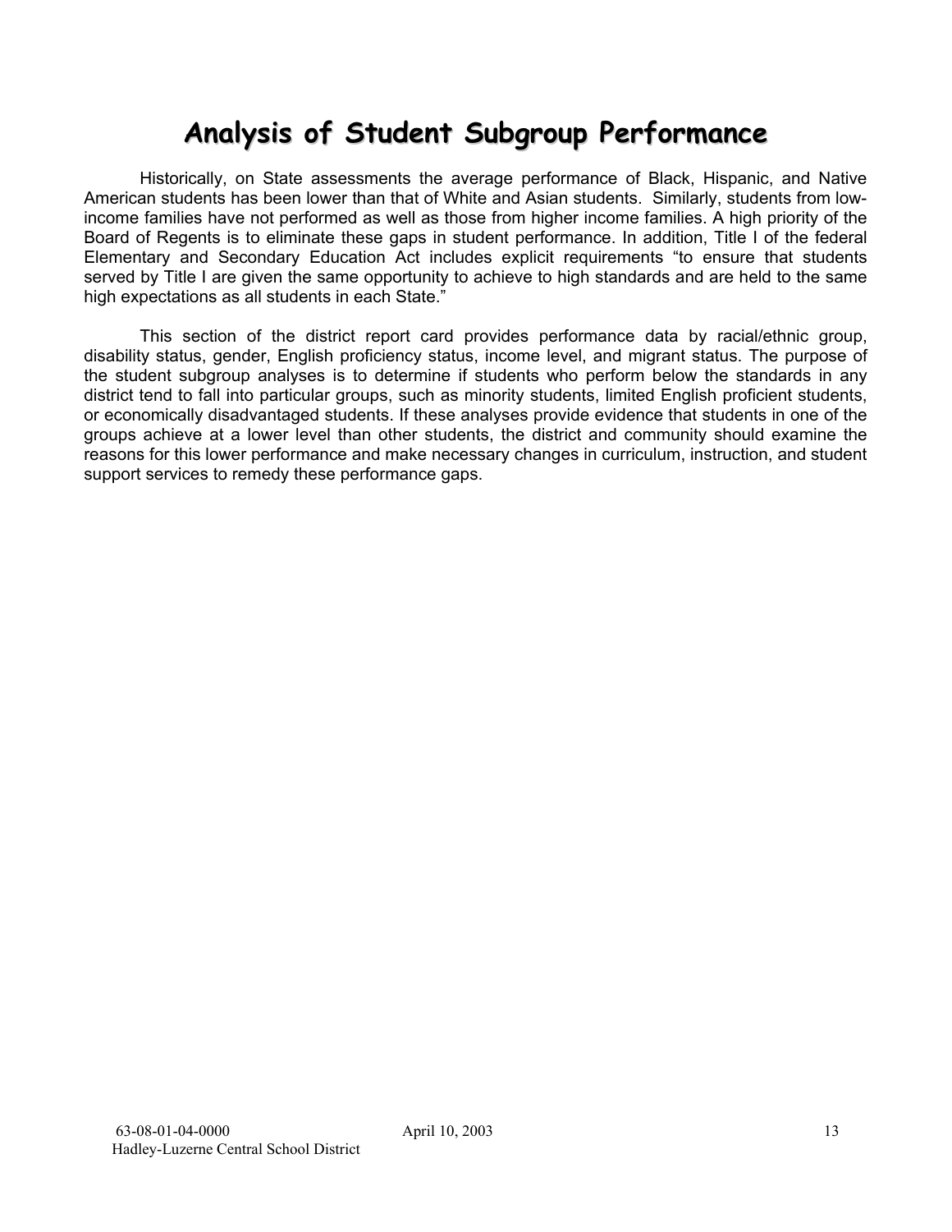# Analysis of Student Subgroup Performance

Historically, on State assessments the average performance of Black, Hispanic, and Native American students has been lower than that of White and Asian students. Similarly, students from low-income families have not performed as well as those from higher income families. A high priority of the Board of Regents is to eliminate these gaps in student performance. In addition, Title I of the federal Elementary and Secondary Education Act includes explicit requirements "to ensure that students served by Title I are given the same opportunity to achieve to high standards and are held to the same high expectations as all students in each State."

This section of the district report card provides performance data by racial/ethnic group, disability status, gender, English proficiency status, income level, and migrant status. The purpose of the student subgroup analyses is to determine if students who perform below the standards in any district tend to fall into particular groups, such as minority students, limited English proficient students, or economically disadvantaged students. If these analyses provide evidence that students in one of the groups achieve at a lower level than other students, the district and community should examine the reasons for this lower performance and make necessary changes in curriculum, instruction, and student support services to remedy these performance gaps.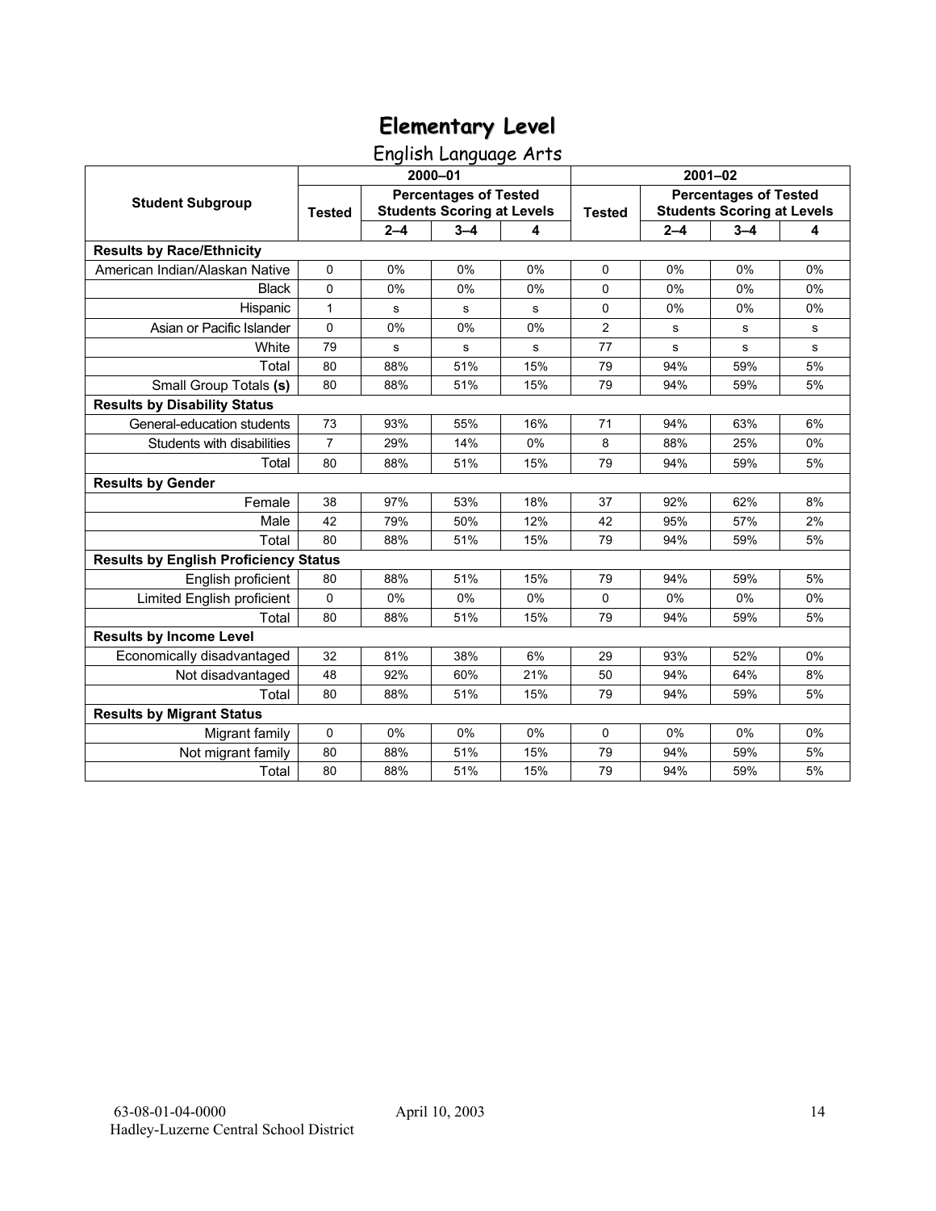# Elementary Level

## English Language Arts

| Student Subgroup | 2000–01 | | | | 2001–02 | | | |
|---|---|---|---|---|---|---|---|---|
| | Tested | Percentages of Tested Students Scoring at Levels | | | Tested | Percentages of Tested Students Scoring at Levels | | |
| | | 2–4 | 3–4 | 4 | | 2–4 | 3–4 | 4 |
| **Results by Race/Ethnicity** | | | | | | | | |
| American Indian/Alaskan Native | 0 | 0% | 0% | 0% | 0 | 0% | 0% | 0% |
| Black | 0 | 0% | 0% | 0% | 0 | 0% | 0% | 0% |
| Hispanic | 1 | s | s | s | 0 | 0% | 0% | 0% |
| Asian or Pacific Islander | 0 | 0% | 0% | 0% | 2 | s | s | s |
| White | 79 | s | s | s | 77 | s | s | s |
| Total | 80 | 88% | 51% | 15% | 79 | 94% | 59% | 5% |
| Small Group Totals **(s)** | 80 | 88% | 51% | 15% | 79 | 94% | 59% | 5% |
| **Results by Disability Status** | | | | | | | | |
| General-education students | 73 | 93% | 55% | 16% | 71 | 94% | 63% | 6% |
| Students with disabilities | 7 | 29% | 14% | 0% | 8 | 88% | 25% | 0% |
| Total | 80 | 88% | 51% | 15% | 79 | 94% | 59% | 5% |
| **Results by Gender** | | | | | | | | |
| Female | 38 | 97% | 53% | 18% | 37 | 92% | 62% | 8% |
| Male | 42 | 79% | 50% | 12% | 42 | 95% | 57% | 2% |
| Total | 80 | 88% | 51% | 15% | 79 | 94% | 59% | 5% |
| **Results by English Proficiency Status** | | | | | | | | |
| English proficient | 80 | 88% | 51% | 15% | 79 | 94% | 59% | 5% |
| Limited English proficient | 0 | 0% | 0% | 0% | 0 | 0% | 0% | 0% |
| Total | 80 | 88% | 51% | 15% | 79 | 94% | 59% | 5% |
| **Results by Income Level** | | | | | | | | |
| Economically disadvantaged | 32 | 81% | 38% | 6% | 29 | 93% | 52% | 0% |
| Not disadvantaged | 48 | 92% | 60% | 21% | 50 | 94% | 64% | 8% |
| Total | 80 | 88% | 51% | 15% | 79 | 94% | 59% | 5% |
| **Results by Migrant Status** | | | | | | | | |
| Migrant family | 0 | 0% | 0% | 0% | 0 | 0% | 0% | 0% |
| Not migrant family | 80 | 88% | 51% | 15% | 79 | 94% | 59% | 5% |
| Total | 80 | 88% | 51% | 15% | 79 | 94% | 59% | 5% |

63-08-01-04-0000 April 10, 2003
Hadley-Luzerne Central School District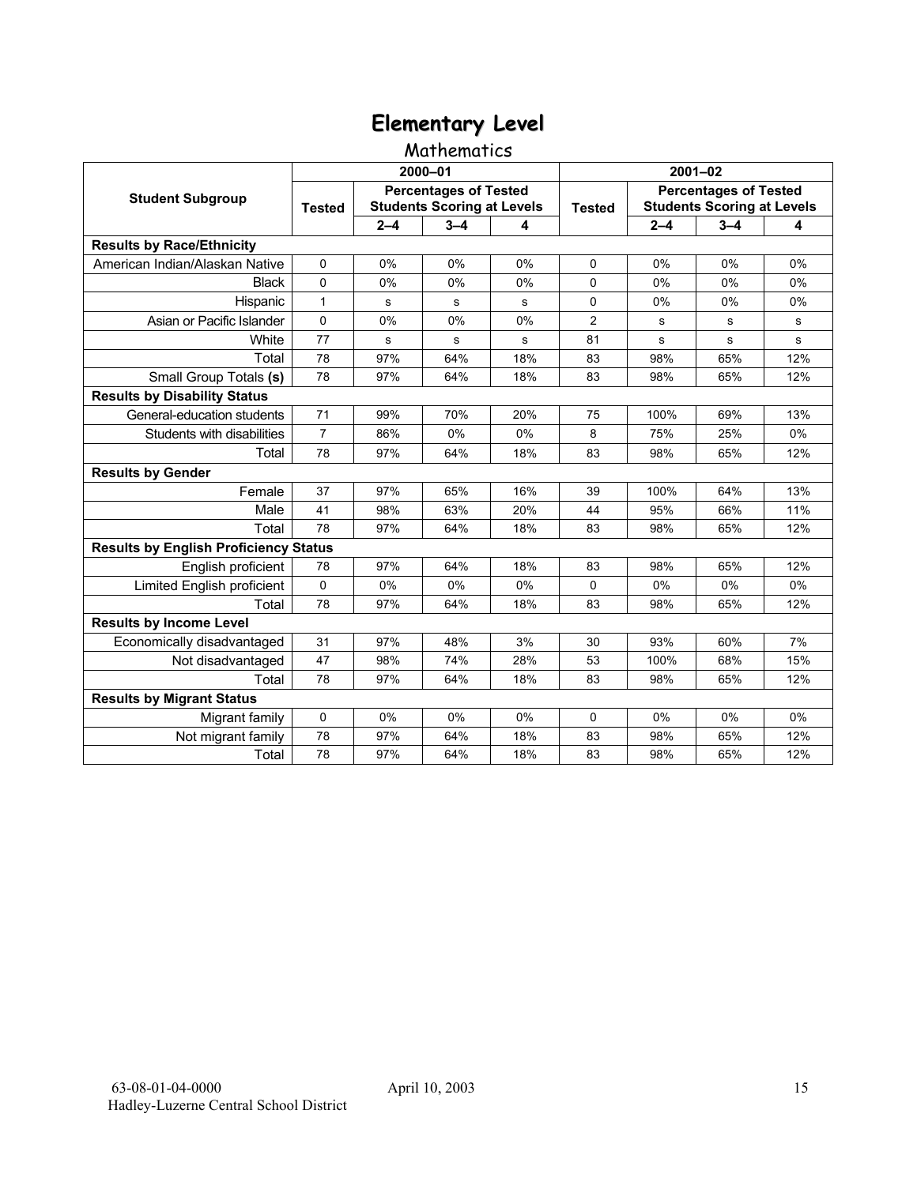# Elementary Level

## Mathematics

| Student Subgroup | 2000–01 | | | | 2001–02 | | | |
|---|---|---|---|---|---|---|---|---|
| | Tested | Percentages of Tested Students Scoring at Levels | | | Tested | Percentages of Tested Students Scoring at Levels | | |
| | | 2–4 | 3–4 | 4 | | 2–4 | 3–4 | 4 |
| **Results by Race/Ethnicity** | | | | | | | | |
| American Indian/Alaskan Native | 0 | 0% | 0% | 0% | 0 | 0% | 0% | 0% |
| Black | 0 | 0% | 0% | 0% | 0 | 0% | 0% | 0% |
| Hispanic | 1 | s | s | s | 0 | 0% | 0% | 0% |
| Asian or Pacific Islander | 0 | 0% | 0% | 0% | 2 | s | s | s |
| White | 77 | s | s | s | 81 | s | s | s |
| Total | 78 | 97% | 64% | 18% | 83 | 98% | 65% | 12% |
| Small Group Totals **(s)** | 78 | 97% | 64% | 18% | 83 | 98% | 65% | 12% |
| **Results by Disability Status** | | | | | | | | |
| General-education students | 71 | 99% | 70% | 20% | 75 | 100% | 69% | 13% |
| Students with disabilities | 7 | 86% | 0% | 0% | 8 | 75% | 25% | 0% |
| Total | 78 | 97% | 64% | 18% | 83 | 98% | 65% | 12% |
| **Results by Gender** | | | | | | | | |
| Female | 37 | 97% | 65% | 16% | 39 | 100% | 64% | 13% |
| Male | 41 | 98% | 63% | 20% | 44 | 95% | 66% | 11% |
| Total | 78 | 97% | 64% | 18% | 83 | 98% | 65% | 12% |
| **Results by English Proficiency Status** | | | | | | | | |
| English proficient | 78 | 97% | 64% | 18% | 83 | 98% | 65% | 12% |
| Limited English proficient | 0 | 0% | 0% | 0% | 0 | 0% | 0% | 0% |
| Total | 78 | 97% | 64% | 18% | 83 | 98% | 65% | 12% |
| **Results by Income Level** | | | | | | | | |
| Economically disadvantaged | 31 | 97% | 48% | 3% | 30 | 93% | 60% | 7% |
| Not disadvantaged | 47 | 98% | 74% | 28% | 53 | 100% | 68% | 15% |
| Total | 78 | 97% | 64% | 18% | 83 | 98% | 65% | 12% |
| **Results by Migrant Status** | | | | | | | | |
| Migrant family | 0 | 0% | 0% | 0% | 0 | 0% | 0% | 0% |
| Not migrant family | 78 | 97% | 64% | 18% | 83 | 98% | 65% | 12% |
| Total | 78 | 97% | 64% | 18% | 83 | 98% | 65% | 12% |

63-08-01-04-0000 April 10, 2003
Hadley-Luzerne Central School District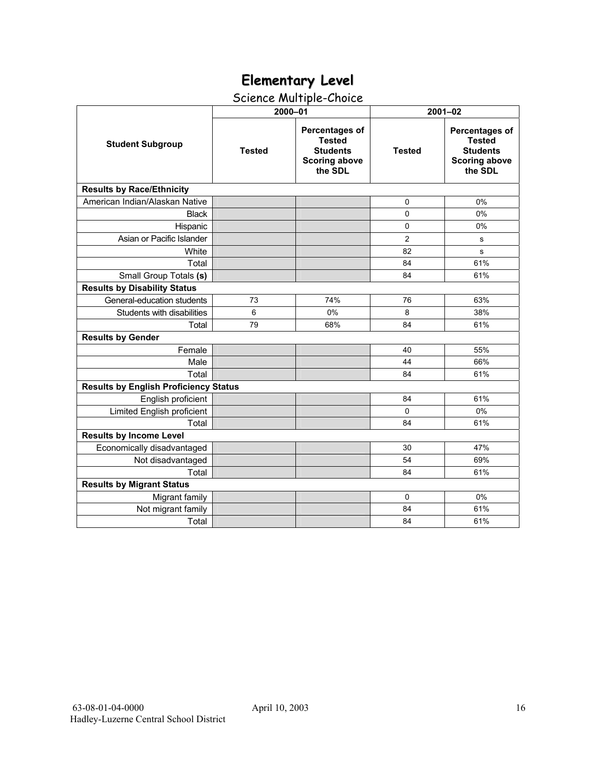# Elementary Level

## Science Multiple-Choice

| Student Subgroup | 2000–01 | | 2001–02 | |
|---|---|---|---|---|
| | Tested | Percentages of Tested Students Scoring above the SDL | Tested | Percentages of Tested Students Scoring above the SDL |
| **Results by Race/Ethnicity** | | | | |
| American Indian/Alaskan Native | | | 0 | 0% |
| Black | | | 0 | 0% |
| Hispanic | | | 0 | 0% |
| Asian or Pacific Islander | | | 2 | s |
| White | | | 82 | s |
| Total | | | 84 | 61% |
| Small Group Totals **(s)** | | | 84 | 61% |
| **Results by Disability Status** | | | | |
| General-education students | 73 | 74% | 76 | 63% |
| Students with disabilities | 6 | 0% | 8 | 38% |
| Total | 79 | 68% | 84 | 61% |
| **Results by Gender** | | | | |
| Female | | | 40 | 55% |
| Male | | | 44 | 66% |
| Total | | | 84 | 61% |
| **Results by English Proficiency Status** | | | | |
| English proficient | | | 84 | 61% |
| Limited English proficient | | | 0 | 0% |
| Total | | | 84 | 61% |
| **Results by Income Level** | | | | |
| Economically disadvantaged | | | 30 | 47% |
| Not disadvantaged | | | 54 | 69% |
| Total | | | 84 | 61% |
| **Results by Migrant Status** | | | | |
| Migrant family | | | 0 | 0% |
| Not migrant family | | | 84 | 61% |
| Total | | | 84 | 61% |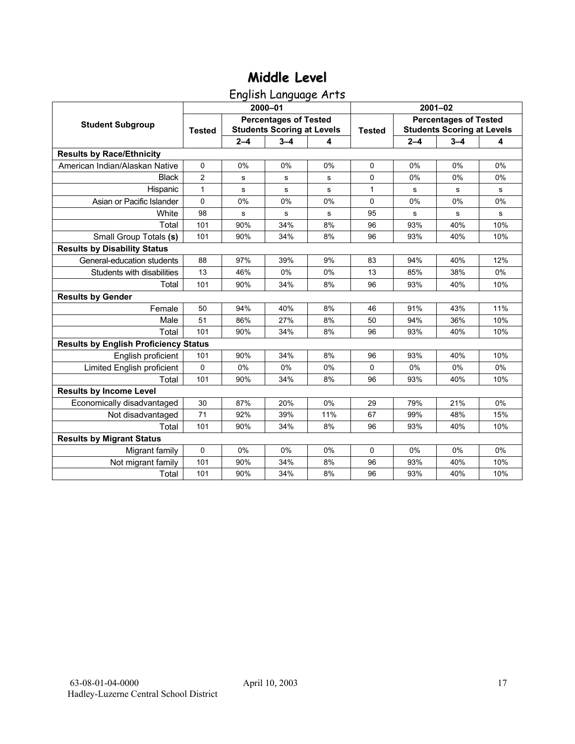# Middle Level

## English Language Arts

| Student Subgroup | 2000–01 | | | | 2001–02 | | | |
|---|---|---|---|---|---|---|---|---|
| | Tested | Percentages of Tested Students Scoring at Levels | | | Tested | Percentages of Tested Students Scoring at Levels | | |
| | | 2–4 | 3–4 | 4 | | 2–4 | 3–4 | 4 |
| **Results by Race/Ethnicity** | | | | | | | | |
| American Indian/Alaskan Native | 0 | 0% | 0% | 0% | 0 | 0% | 0% | 0% |
| Black | 2 | s | s | s | 0 | 0% | 0% | 0% |
| Hispanic | 1 | s | s | s | 1 | s | s | s |
| Asian or Pacific Islander | 0 | 0% | 0% | 0% | 0 | 0% | 0% | 0% |
| White | 98 | s | s | s | 95 | s | s | s |
| Total | 101 | 90% | 34% | 8% | 96 | 93% | 40% | 10% |
| Small Group Totals **(s)** | 101 | 90% | 34% | 8% | 96 | 93% | 40% | 10% |
| **Results by Disability Status** | | | | | | | | |
| General-education students | 88 | 97% | 39% | 9% | 83 | 94% | 40% | 12% |
| Students with disabilities | 13 | 46% | 0% | 0% | 13 | 85% | 38% | 0% |
| Total | 101 | 90% | 34% | 8% | 96 | 93% | 40% | 10% |
| **Results by Gender** | | | | | | | | |
| Female | 50 | 94% | 40% | 8% | 46 | 91% | 43% | 11% |
| Male | 51 | 86% | 27% | 8% | 50 | 94% | 36% | 10% |
| Total | 101 | 90% | 34% | 8% | 96 | 93% | 40% | 10% |
| **Results by English Proficiency Status** | | | | | | | | |
| English proficient | 101 | 90% | 34% | 8% | 96 | 93% | 40% | 10% |
| Limited English proficient | 0 | 0% | 0% | 0% | 0 | 0% | 0% | 0% |
| Total | 101 | 90% | 34% | 8% | 96 | 93% | 40% | 10% |
| **Results by Income Level** | | | | | | | | |
| Economically disadvantaged | 30 | 87% | 20% | 0% | 29 | 79% | 21% | 0% |
| Not disadvantaged | 71 | 92% | 39% | 11% | 67 | 99% | 48% | 15% |
| Total | 101 | 90% | 34% | 8% | 96 | 93% | 40% | 10% |
| **Results by Migrant Status** | | | | | | | | |
| Migrant family | 0 | 0% | 0% | 0% | 0 | 0% | 0% | 0% |
| Not migrant family | 101 | 90% | 34% | 8% | 96 | 93% | 40% | 10% |
| Total | 101 | 90% | 34% | 8% | 96 | 93% | 40% | 10% |

63-08-01-04-0000 April 10, 2003
Hadley-Luzerne Central School District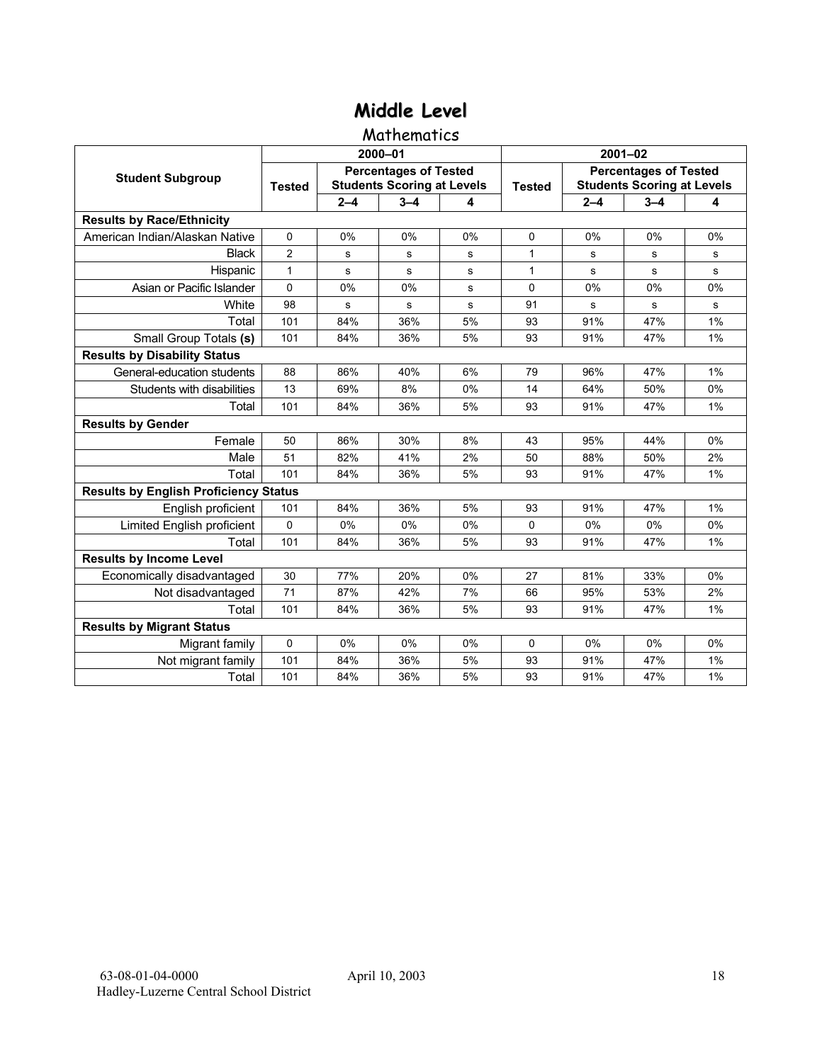# Middle Level

## Mathematics

| Student Subgroup | 2000–01 | | | | 2001–02 | | | |
|---|---|---|---|---|---|---|---|---|
| | Tested | Percentages of Tested Students Scoring at Levels | | | Tested | Percentages of Tested Students Scoring at Levels | | |
| | | 2–4 | 3–4 | 4 | | 2–4 | 3–4 | 4 |
| **Results by Race/Ethnicity** | | | | | | | | |
| American Indian/Alaskan Native | 0 | 0% | 0% | 0% | 0 | 0% | 0% | 0% |
| Black | 2 | s | s | s | 1 | s | s | s |
| Hispanic | 1 | s | s | s | 1 | s | s | s |
| Asian or Pacific Islander | 0 | 0% | 0% | s | 0 | 0% | 0% | 0% |
| White | 98 | s | s | s | 91 | s | s | s |
| Total | 101 | 84% | 36% | 5% | 93 | 91% | 47% | 1% |
| Small Group Totals **(s)** | 101 | 84% | 36% | 5% | 93 | 91% | 47% | 1% |
| **Results by Disability Status** | | | | | | | | |
| General-education students | 88 | 86% | 40% | 6% | 79 | 96% | 47% | 1% |
| Students with disabilities | 13 | 69% | 8% | 0% | 14 | 64% | 50% | 0% |
| Total | 101 | 84% | 36% | 5% | 93 | 91% | 47% | 1% |
| **Results by Gender** | | | | | | | | |
| Female | 50 | 86% | 30% | 8% | 43 | 95% | 44% | 0% |
| Male | 51 | 82% | 41% | 2% | 50 | 88% | 50% | 2% |
| Total | 101 | 84% | 36% | 5% | 93 | 91% | 47% | 1% |
| **Results by English Proficiency Status** | | | | | | | | |
| English proficient | 101 | 84% | 36% | 5% | 93 | 91% | 47% | 1% |
| Limited English proficient | 0 | 0% | 0% | 0% | 0 | 0% | 0% | 0% |
| Total | 101 | 84% | 36% | 5% | 93 | 91% | 47% | 1% |
| **Results by Income Level** | | | | | | | | |
| Economically disadvantaged | 30 | 77% | 20% | 0% | 27 | 81% | 33% | 0% |
| Not disadvantaged | 71 | 87% | 42% | 7% | 66 | 95% | 53% | 2% |
| Total | 101 | 84% | 36% | 5% | 93 | 91% | 47% | 1% |
| **Results by Migrant Status** | | | | | | | | |
| Migrant family | 0 | 0% | 0% | 0% | 0 | 0% | 0% | 0% |
| Not migrant family | 101 | 84% | 36% | 5% | 93 | 91% | 47% | 1% |
| Total | 101 | 84% | 36% | 5% | 93 | 91% | 47% | 1% |

63-08-01-04-0000 April 10, 2003
Hadley-Luzerne Central School District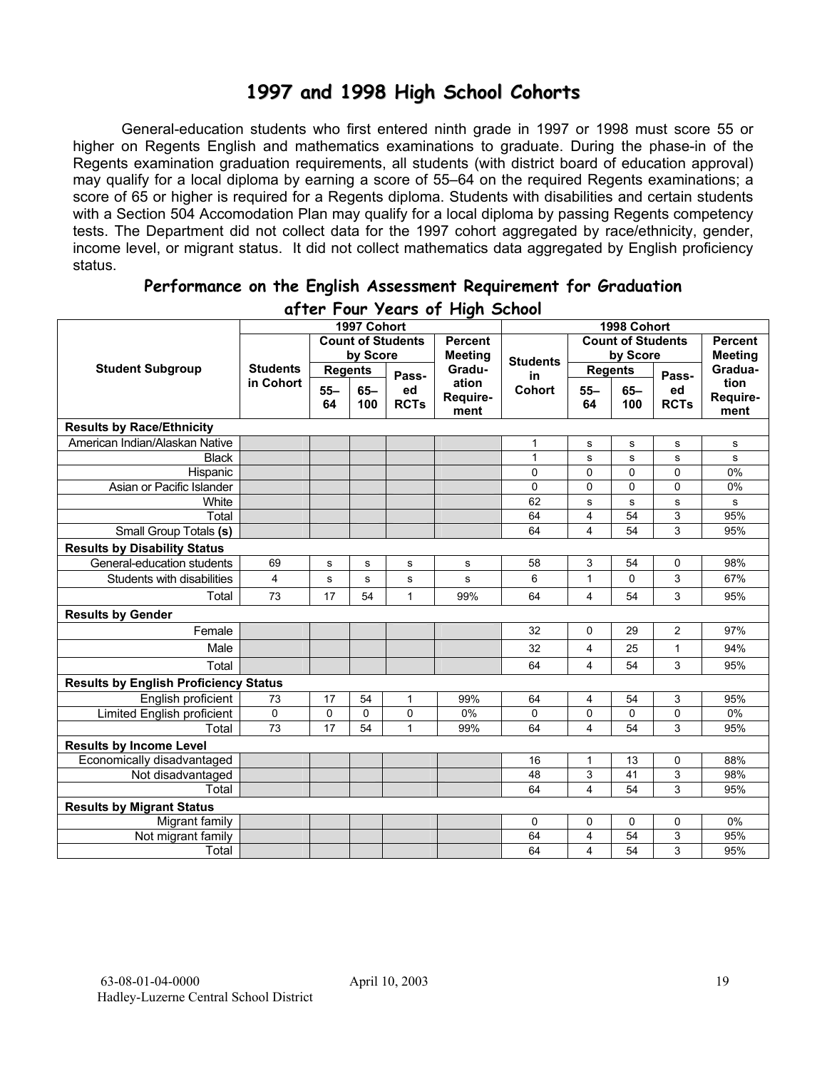# 1997 and 1998 High School Cohorts

General-education students who first entered ninth grade in 1997 or 1998 must score 55 or higher on Regents English and mathematics examinations to graduate. During the phase-in of the Regents examination graduation requirements, all students (with district board of education approval) may qualify for a local diploma by earning a score of 55–64 on the required Regents examinations; a score of 65 or higher is required for a Regents diploma. Students with disabilities and certain students with a Section 504 Accomodation Plan may qualify for a local diploma by passing Regents competency tests. The Department did not collect data for the 1997 cohort aggregated by race/ethnicity, gender, income level, or migrant status. It did not collect mathematics data aggregated by English proficiency status.

## Performance on the English Assessment Requirement for Graduation after Four Years of High School

| Student Subgroup | 1997 Cohort | | | | | 1998 Cohort | | | | |
|---|---|---|---|---|---|---|---|---|---|---|
| | Students in Cohort | Count of Students by Score | | | Percent Meeting Graduation Requirement | Students in Cohort | Count of Students by Score | | | Percent Meeting Graduation Requirement |
| | | Regents 55–64 | Regents 65–100 | Passed RCTs | | | Regents 55–64 | Regents 65–100 | Passed RCTs | |
| **Results by Race/Ethnicity** | | | | | | | | | | |
| American Indian/Alaskan Native | | | | | | 1 | s | s | s | s |
| Black | | | | | | 1 | s | s | s | s |
| Hispanic | | | | | | 0 | 0 | 0 | 0 | 0% |
| Asian or Pacific Islander | | | | | | 0 | 0 | 0 | 0 | 0% |
| White | | | | | | 62 | s | s | s | s |
| Total | | | | | | 64 | 4 | 54 | 3 | 95% |
| Small Group Totals **(s)** | | | | | | 64 | 4 | 54 | 3 | 95% |
| **Results by Disability Status** | | | | | | | | | | |
| General-education students | 69 | s | s | s | s | 58 | 3 | 54 | 0 | 98% |
| Students with disabilities | 4 | s | s | s | s | 6 | 1 | 0 | 3 | 67% |
| Total | 73 | 17 | 54 | 1 | 99% | 64 | 4 | 54 | 3 | 95% |
| **Results by Gender** | | | | | | | | | | |
| Female | | | | | | 32 | 0 | 29 | 2 | 97% |
| Male | | | | | | 32 | 4 | 25 | 1 | 94% |
| Total | | | | | | 64 | 4 | 54 | 3 | 95% |
| **Results by English Proficiency Status** | | | | | | | | | | |
| English proficient | 73 | 17 | 54 | 1 | 99% | 64 | 4 | 54 | 3 | 95% |
| Limited English proficient | 0 | 0 | 0 | 0 | 0% | 0 | 0 | 0 | 0 | 0% |
| Total | 73 | 17 | 54 | 1 | 99% | 64 | 4 | 54 | 3 | 95% |
| **Results by Income Level** | | | | | | | | | | |
| Economically disadvantaged | | | | | | 16 | 1 | 13 | 0 | 88% |
| Not disadvantaged | | | | | | 48 | 3 | 41 | 3 | 98% |
| Total | | | | | | 64 | 4 | 54 | 3 | 95% |
| **Results by Migrant Status** | | | | | | | | | | |
| Migrant family | | | | | | 0 | 0 | 0 | 0 | 0% |
| Not migrant family | | | | | | 64 | 4 | 54 | 3 | 95% |
| Total | | | | | | 64 | 4 | 54 | 3 | 95% |

63-08-01-04-0000 April 10, 2003
Hadley-Luzerne Central School District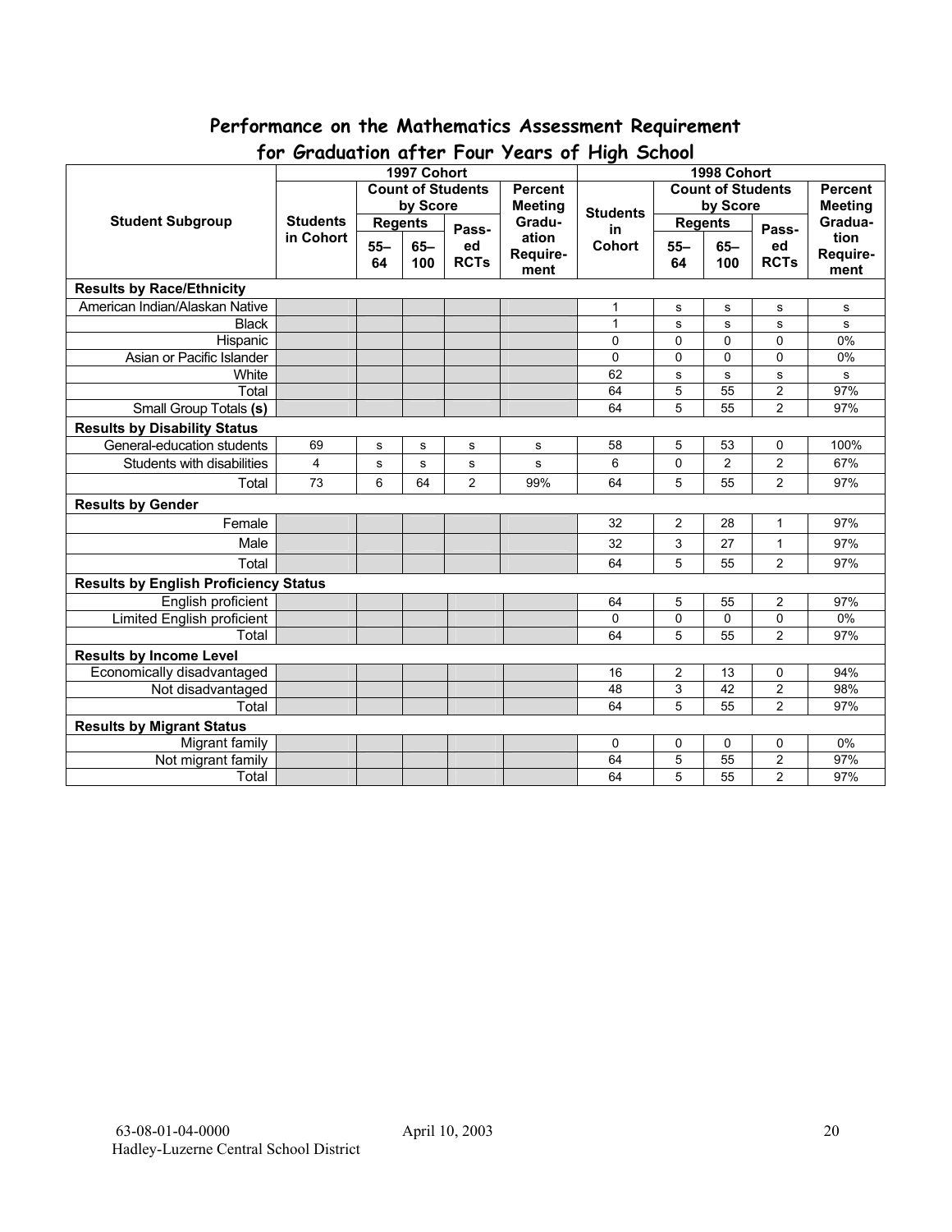## Performance on the Mathematics Assessment Requirement for Graduation after Four Years of High School

| Student Subgroup | 1997 Cohort | | | | | 1998 Cohort | | | | |
|---|---|---|---|---|---|---|---|---|---|---|
| | Students in Cohort | Count of Students by Score | | | Percent Meeting Graduation Requirement | Students in Cohort | Count of Students by Score | | | Percent Meeting Graduation Requirement |
| | | Regents | | Passed RCTs | | | Regents | | Passed RCTs | |
| | | 55–64 | 65–100 | | | | 55–64 | 65–100 | | |
| **Results by Race/Ethnicity** | | | | | | | | | | |
| American Indian/Alaskan Native | | | | | | 1 | s | s | s | s |
| Black | | | | | | 1 | s | s | s | s |
| Hispanic | | | | | | 0 | 0 | 0 | 0 | 0% |
| Asian or Pacific Islander | | | | | | 0 | 0 | 0 | 0 | 0% |
| White | | | | | | 62 | s | s | s | s |
| Total | | | | | | 64 | 5 | 55 | 2 | 97% |
| Small Group Totals **(s)** | | | | | | 64 | 5 | 55 | 2 | 97% |
| **Results by Disability Status** | | | | | | | | | | |
| General-education students | 69 | s | s | s | s | 58 | 5 | 53 | 0 | 100% |
| Students with disabilities | 4 | s | s | s | s | 6 | 0 | 2 | 2 | 67% |
| Total | 73 | 6 | 64 | 2 | 99% | 64 | 5 | 55 | 2 | 97% |
| **Results by Gender** | | | | | | | | | | |
| Female | | | | | | 32 | 2 | 28 | 1 | 97% |
| Male | | | | | | 32 | 3 | 27 | 1 | 97% |
| Total | | | | | | 64 | 5 | 55 | 2 | 97% |
| **Results by English Proficiency Status** | | | | | | | | | | |
| English proficient | | | | | | 64 | 5 | 55 | 2 | 97% |
| Limited English proficient | | | | | | 0 | 0 | 0 | 0 | 0% |
| Total | | | | | | 64 | 5 | 55 | 2 | 97% |
| **Results by Income Level** | | | | | | | | | | |
| Economically disadvantaged | | | | | | 16 | 2 | 13 | 0 | 94% |
| Not disadvantaged | | | | | | 48 | 3 | 42 | 2 | 98% |
| Total | | | | | | 64 | 5 | 55 | 2 | 97% |
| **Results by Migrant Status** | | | | | | | | | | |
| Migrant family | | | | | | 0 | 0 | 0 | 0 | 0% |
| Not migrant family | | | | | | 64 | 5 | 55 | 2 | 97% |
| Total | | | | | | 64 | 5 | 55 | 2 | 97% |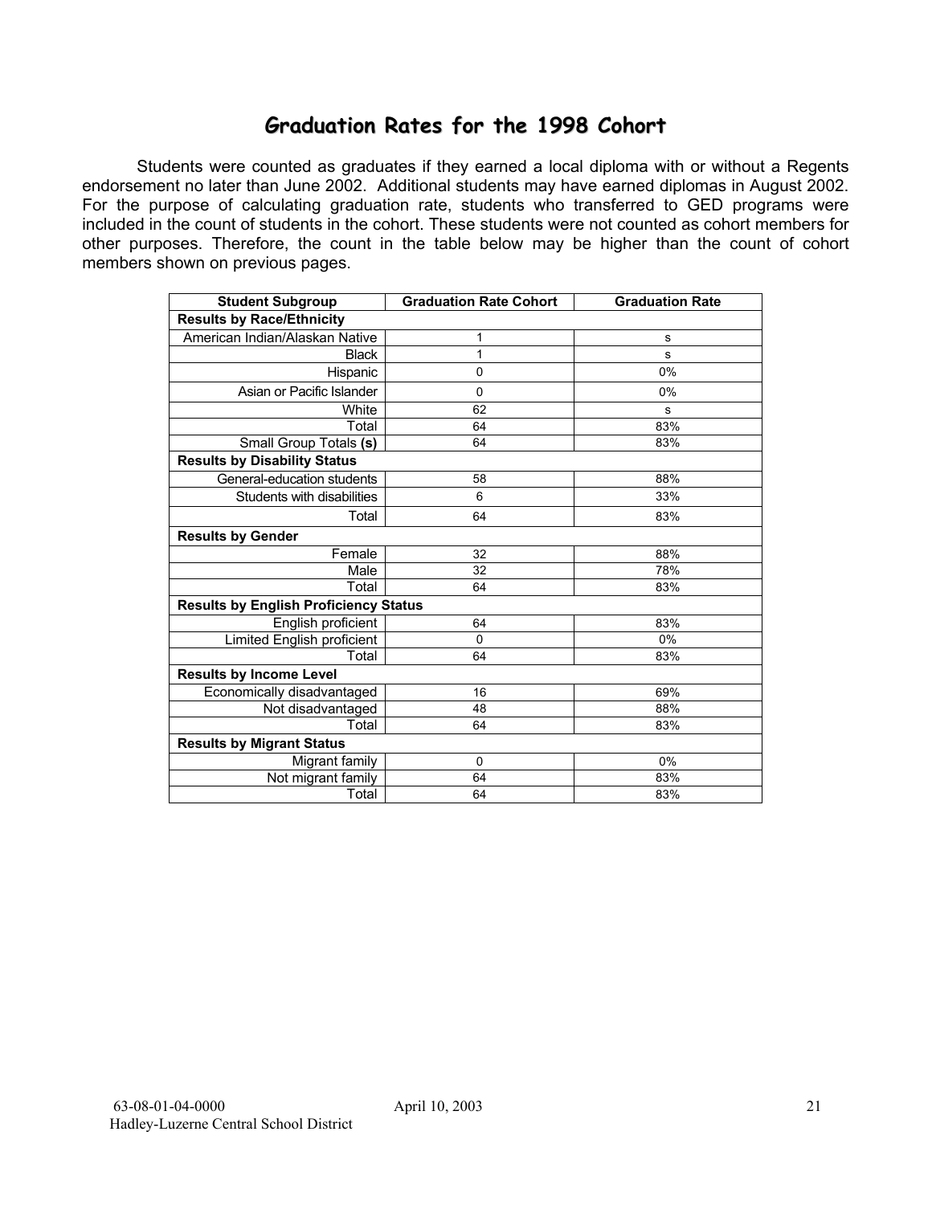# Graduation Rates for the 1998 Cohort

Students were counted as graduates if they earned a local diploma with or without a Regents endorsement no later than June 2002. Additional students may have earned diplomas in August 2002. For the purpose of calculating graduation rate, students who transferred to GED programs were included in the count of students in the cohort. These students were not counted as cohort members for other purposes. Therefore, the count in the table below may be higher than the count of cohort members shown on previous pages.

| Student Subgroup | Graduation Rate Cohort | Graduation Rate |
|---|---|---|
| **Results by Race/Ethnicity** | | |
| American Indian/Alaskan Native | 1 | s |
| Black | 1 | s |
| Hispanic | 0 | 0% |
| Asian or Pacific Islander | 0 | 0% |
| White | 62 | s |
| Total | 64 | 83% |
| Small Group Totals **(s)** | 64 | 83% |
| **Results by Disability Status** | | |
| General-education students | 58 | 88% |
| Students with disabilities | 6 | 33% |
| Total | 64 | 83% |
| **Results by Gender** | | |
| Female | 32 | 88% |
| Male | 32 | 78% |
| Total | 64 | 83% |
| **Results by English Proficiency Status** | | |
| English proficient | 64 | 83% |
| Limited English proficient | 0 | 0% |
| Total | 64 | 83% |
| **Results by Income Level** | | |
| Economically disadvantaged | 16 | 69% |
| Not disadvantaged | 48 | 88% |
| Total | 64 | 83% |
| **Results by Migrant Status** | | |
| Migrant family | 0 | 0% |
| Not migrant family | 64 | 83% |
| Total | 64 | 83% |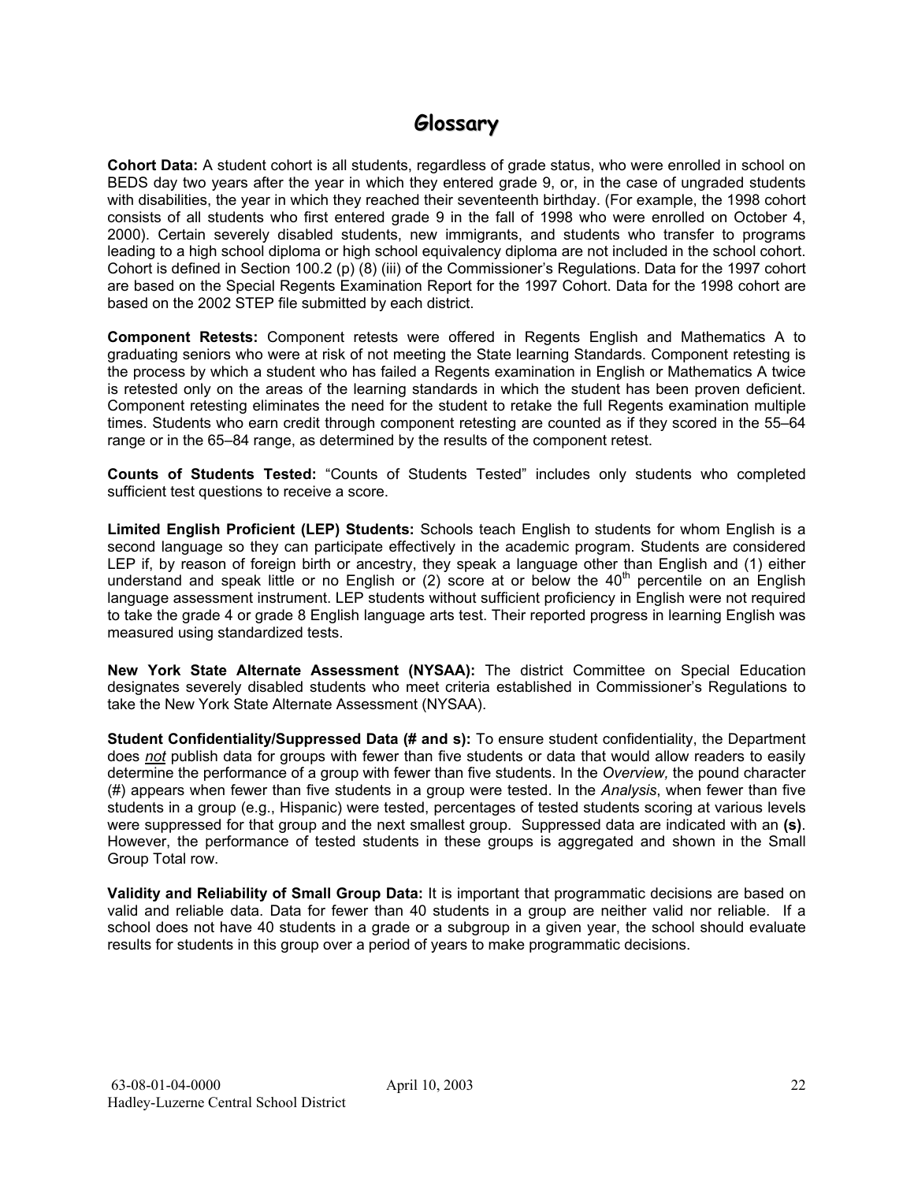# Glossary

**Cohort Data:** A student cohort is all students, regardless of grade status, who were enrolled in school on BEDS day two years after the year in which they entered grade 9, or, in the case of ungraded students with disabilities, the year in which they reached their seventeenth birthday. (For example, the 1998 cohort consists of all students who first entered grade 9 in the fall of 1998 who were enrolled on October 4, 2000). Certain severely disabled students, new immigrants, and students who transfer to programs leading to a high school diploma or high school equivalency diploma are not included in the school cohort. Cohort is defined in Section 100.2 (p) (8) (iii) of the Commissioner's Regulations. Data for the 1997 cohort are based on the Special Regents Examination Report for the 1997 Cohort. Data for the 1998 cohort are based on the 2002 STEP file submitted by each district.

**Component Retests:** Component retests were offered in Regents English and Mathematics A to graduating seniors who were at risk of not meeting the State learning Standards. Component retesting is the process by which a student who has failed a Regents examination in English or Mathematics A twice is retested only on the areas of the learning standards in which the student has been proven deficient. Component retesting eliminates the need for the student to retake the full Regents examination multiple times. Students who earn credit through component retesting are counted as if they scored in the 55–64 range or in the 65–84 range, as determined by the results of the component retest.

**Counts of Students Tested:** "Counts of Students Tested" includes only students who completed sufficient test questions to receive a score.

**Limited English Proficient (LEP) Students:** Schools teach English to students for whom English is a second language so they can participate effectively in the academic program. Students are considered LEP if, by reason of foreign birth or ancestry, they speak a language other than English and (1) either understand and speak little or no English or (2) score at or below the 40th percentile on an English language assessment instrument. LEP students without sufficient proficiency in English were not required to take the grade 4 or grade 8 English language arts test. Their reported progress in learning English was measured using standardized tests.

**New York State Alternate Assessment (NYSAA):** The district Committee on Special Education designates severely disabled students who meet criteria established in Commissioner's Regulations to take the New York State Alternate Assessment (NYSAA).

**Student Confidentiality/Suppressed Data (# and s):** To ensure student confidentiality, the Department does *not* publish data for groups with fewer than five students or data that would allow readers to easily determine the performance of a group with fewer than five students. In the *Overview,* the pound character (#) appears when fewer than five students in a group were tested. In the *Analysis*, when fewer than five students in a group (e.g., Hispanic) were tested, percentages of tested students scoring at various levels were suppressed for that group and the next smallest group. Suppressed data are indicated with an **(s)**. However, the performance of tested students in these groups is aggregated and shown in the Small Group Total row.

**Validity and Reliability of Small Group Data:** It is important that programmatic decisions are based on valid and reliable data. Data for fewer than 40 students in a group are neither valid nor reliable. If a school does not have 40 students in a grade or a subgroup in a given year, the school should evaluate results for students in this group over a period of years to make programmatic decisions.